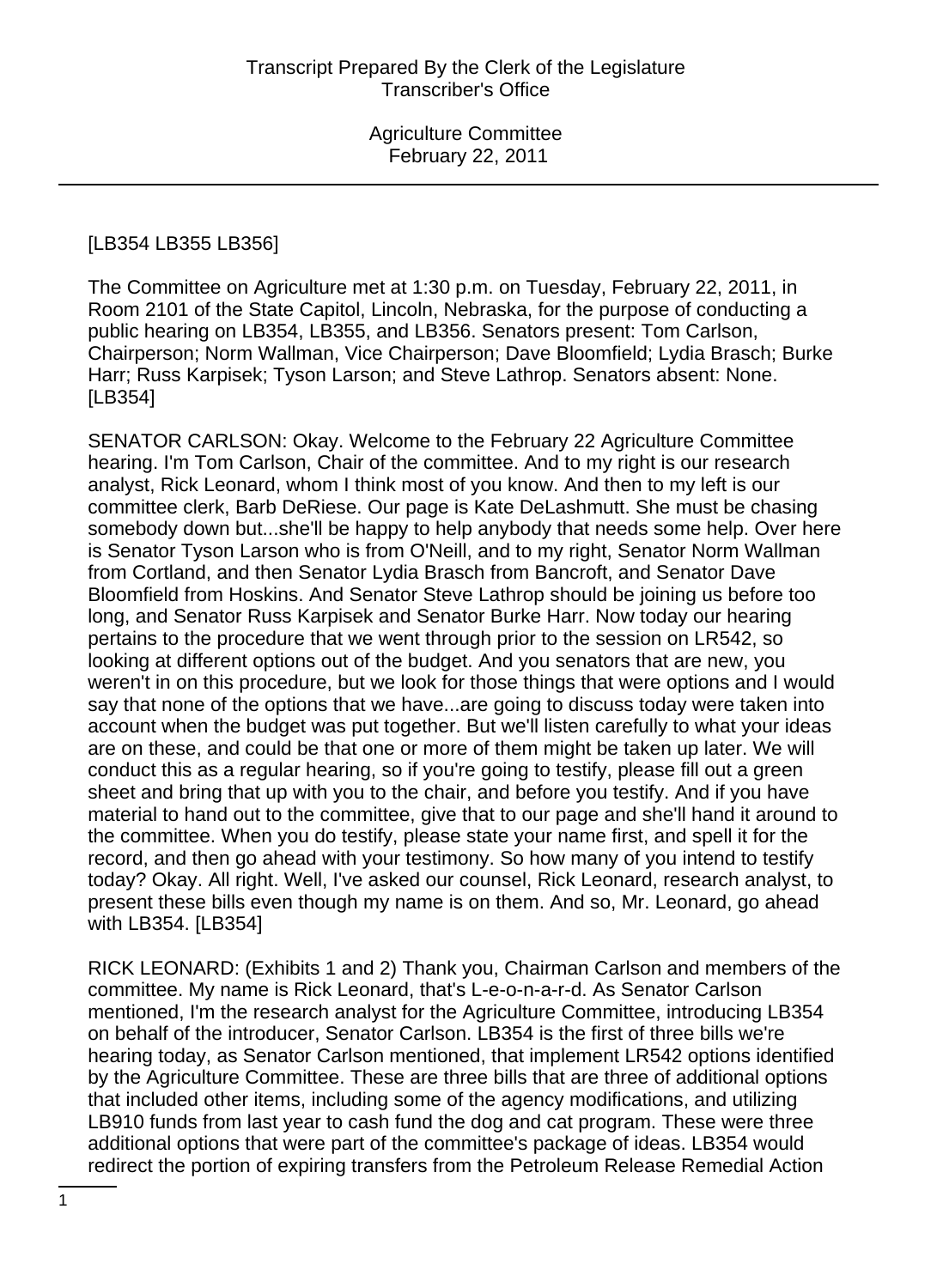[LB354 LB355 LB356]

The Committee on Agriculture met at 1:30 p.m. on Tuesday, February 22, 2011, in Room 2101 of the State Capitol, Lincoln, Nebraska, for the purpose of conducting a public hearing on LB354, LB355, and LB356. Senators present: Tom Carlson, Chairperson; Norm Wallman, Vice Chairperson; Dave Bloomfield; Lydia Brasch; Burke Harr; Russ Karpisek; Tyson Larson; and Steve Lathrop. Senators absent: None. [LB354]

SENATOR CARLSON: Okay. Welcome to the February 22 Agriculture Committee hearing. I'm Tom Carlson, Chair of the committee. And to my right is our research analyst, Rick Leonard, whom I think most of you know. And then to my left is our committee clerk, Barb DeRiese. Our page is Kate DeLashmutt. She must be chasing somebody down but...she'll be happy to help anybody that needs some help. Over here is Senator Tyson Larson who is from O'Neill, and to my right, Senator Norm Wallman from Cortland, and then Senator Lydia Brasch from Bancroft, and Senator Dave Bloomfield from Hoskins. And Senator Steve Lathrop should be joining us before too long, and Senator Russ Karpisek and Senator Burke Harr. Now today our hearing pertains to the procedure that we went through prior to the session on LR542, so looking at different options out of the budget. And you senators that are new, you weren't in on this procedure, but we look for those things that were options and I would say that none of the options that we have...are going to discuss today were taken into account when the budget was put together. But we'll listen carefully to what your ideas are on these, and could be that one or more of them might be taken up later. We will conduct this as a regular hearing, so if you're going to testify, please fill out a green sheet and bring that up with you to the chair, and before you testify. And if you have material to hand out to the committee, give that to our page and she'll hand it around to the committee. When you do testify, please state your name first, and spell it for the record, and then go ahead with your testimony. So how many of you intend to testify today? Okay. All right. Well, I've asked our counsel, Rick Leonard, research analyst, to present these bills even though my name is on them. And so, Mr. Leonard, go ahead with LB354. [LB354]

RICK LEONARD: (Exhibits 1 and 2) Thank you, Chairman Carlson and members of the committee. My name is Rick Leonard, that's L-e-o-n-a-r-d. As Senator Carlson mentioned, I'm the research analyst for the Agriculture Committee, introducing LB354 on behalf of the introducer, Senator Carlson. LB354 is the first of three bills we're hearing today, as Senator Carlson mentioned, that implement LR542 options identified by the Agriculture Committee. These are three bills that are three of additional options that included other items, including some of the agency modifications, and utilizing LB910 funds from last year to cash fund the dog and cat program. These were three additional options that were part of the committee's package of ideas. LB354 would redirect the portion of expiring transfers from the Petroleum Release Remedial Action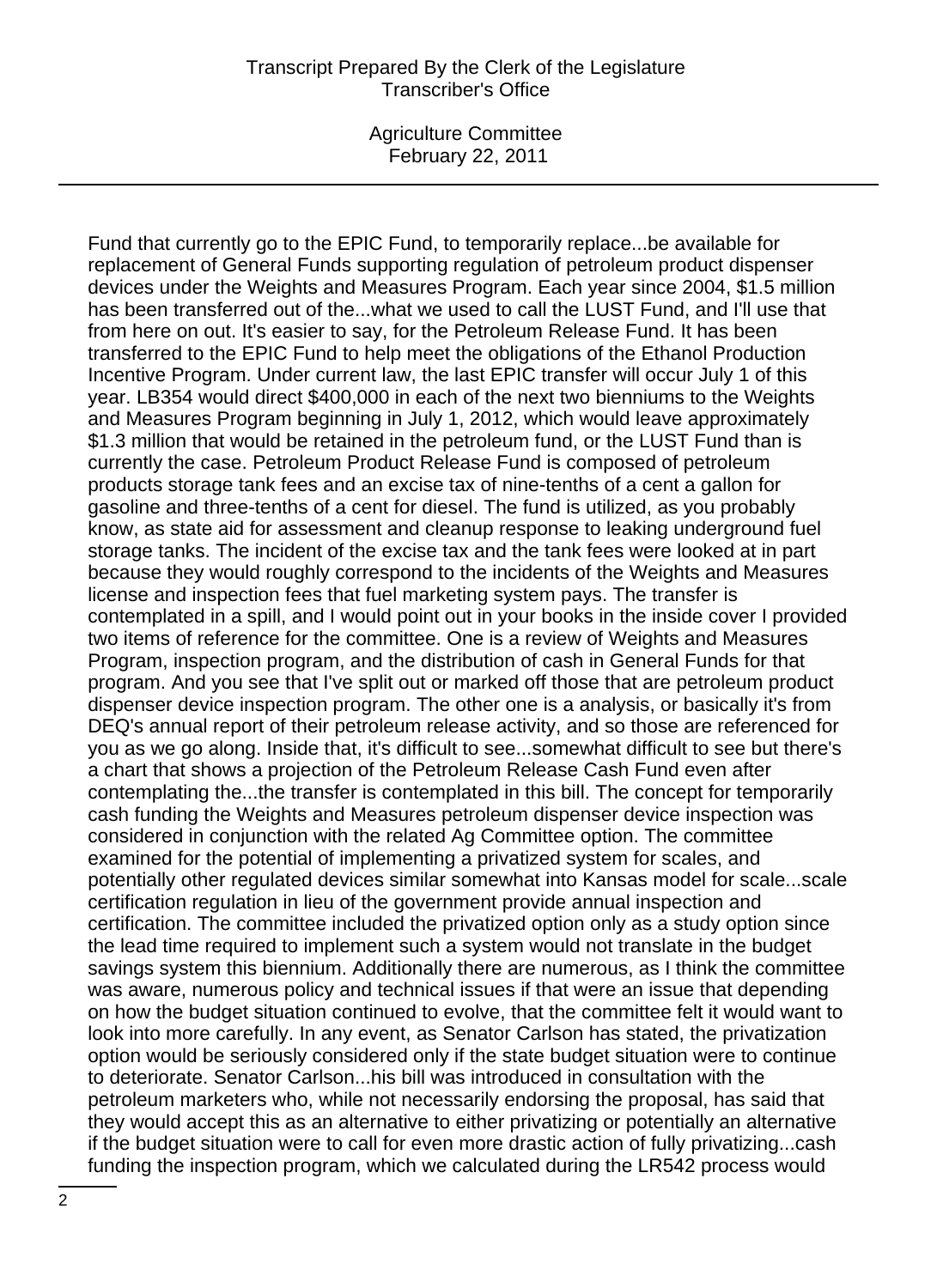Fund that currently go to the EPIC Fund, to temporarily replace...be available for replacement of General Funds supporting regulation of petroleum product dispenser devices under the Weights and Measures Program. Each year since 2004, $1.5 million has been transferred out of the...what we used to call the LUST Fund, and I'll use that from here on out. It's easier to say, for the Petroleum Release Fund. It has been transferred to the EPIC Fund to help meet the obligations of the Ethanol Production Incentive Program. Under current law, the last EPIC transfer will occur July 1 of this year. LB354 would direct $400,000 in each of the next two bienniums to the Weights and Measures Program beginning in July 1, 2012, which would leave approximately $1.3 million that would be retained in the petroleum fund, or the LUST Fund than is currently the case. Petroleum Product Release Fund is composed of petroleum products storage tank fees and an excise tax of nine-tenths of a cent a gallon for gasoline and three-tenths of a cent for diesel. The fund is utilized, as you probably know, as state aid for assessment and cleanup response to leaking underground fuel storage tanks. The incident of the excise tax and the tank fees were looked at in part because they would roughly correspond to the incidents of the Weights and Measures license and inspection fees that fuel marketing system pays. The transfer is contemplated in a spill, and I would point out in your books in the inside cover I provided two items of reference for the committee. One is a review of Weights and Measures Program, inspection program, and the distribution of cash in General Funds for that program. And you see that I've split out or marked off those that are petroleum product dispenser device inspection program. The other one is a analysis, or basically it's from DEQ's annual report of their petroleum release activity, and so those are referenced for you as we go along. Inside that, it's difficult to see...somewhat difficult to see but there's a chart that shows a projection of the Petroleum Release Cash Fund even after contemplating the...the transfer is contemplated in this bill. The concept for temporarily cash funding the Weights and Measures petroleum dispenser device inspection was considered in conjunction with the related Ag Committee option. The committee examined for the potential of implementing a privatized system for scales, and potentially other regulated devices similar somewhat into Kansas model for scale...scale certification regulation in lieu of the government provide annual inspection and certification. The committee included the privatized option only as a study option since the lead time required to implement such a system would not translate in the budget savings system this biennium. Additionally there are numerous, as I think the committee was aware, numerous policy and technical issues if that were an issue that depending on how the budget situation continued to evolve, that the committee felt it would want to look into more carefully. In any event, as Senator Carlson has stated, the privatization option would be seriously considered only if the state budget situation were to continue to deteriorate. Senator Carlson...his bill was introduced in consultation with the petroleum marketers who, while not necessarily endorsing the proposal, has said that they would accept this as an alternative to either privatizing or potentially an alternative if the budget situation were to call for even more drastic action of fully privatizing...cash funding the inspection program, which we calculated during the LR542 process would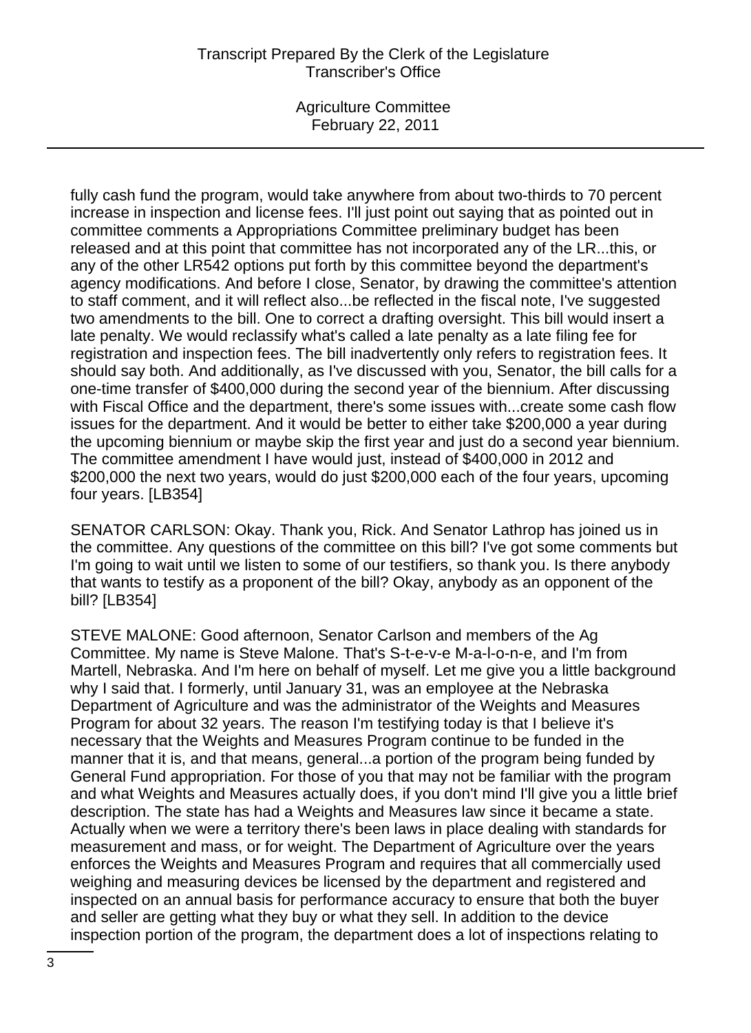fully cash fund the program, would take anywhere from about two-thirds to 70 percent increase in inspection and license fees. I'll just point out saying that as pointed out in committee comments a Appropriations Committee preliminary budget has been released and at this point that committee has not incorporated any of the LR...this, or any of the other LR542 options put forth by this committee beyond the department's agency modifications. And before I close, Senator, by drawing the committee's attention to staff comment, and it will reflect also...be reflected in the fiscal note, I've suggested two amendments to the bill. One to correct a drafting oversight. This bill would insert a late penalty. We would reclassify what's called a late penalty as a late filing fee for registration and inspection fees. The bill inadvertently only refers to registration fees. It should say both. And additionally, as I've discussed with you, Senator, the bill calls for a one-time transfer of $400,000 during the second year of the biennium. After discussing with Fiscal Office and the department, there's some issues with...create some cash flow issues for the department. And it would be better to either take $200,000 a year during the upcoming biennium or maybe skip the first year and just do a second year biennium. The committee amendment I have would just, instead of $400,000 in 2012 and $200,000 the next two years, would do just $200,000 each of the four years, upcoming four years. [LB354]

SENATOR CARLSON: Okay. Thank you, Rick. And Senator Lathrop has joined us in the committee. Any questions of the committee on this bill? I've got some comments but I'm going to wait until we listen to some of our testifiers, so thank you. Is there anybody that wants to testify as a proponent of the bill? Okay, anybody as an opponent of the bill? [LB354]

STEVE MALONE: Good afternoon, Senator Carlson and members of the Ag Committee. My name is Steve Malone. That's S-t-e-v-e M-a-l-o-n-e, and I'm from Martell, Nebraska. And I'm here on behalf of myself. Let me give you a little background why I said that. I formerly, until January 31, was an employee at the Nebraska Department of Agriculture and was the administrator of the Weights and Measures Program for about 32 years. The reason I'm testifying today is that I believe it's necessary that the Weights and Measures Program continue to be funded in the manner that it is, and that means, general...a portion of the program being funded by General Fund appropriation. For those of you that may not be familiar with the program and what Weights and Measures actually does, if you don't mind I'll give you a little brief description. The state has had a Weights and Measures law since it became a state. Actually when we were a territory there's been laws in place dealing with standards for measurement and mass, or for weight. The Department of Agriculture over the years enforces the Weights and Measures Program and requires that all commercially used weighing and measuring devices be licensed by the department and registered and inspected on an annual basis for performance accuracy to ensure that both the buyer and seller are getting what they buy or what they sell. In addition to the device inspection portion of the program, the department does a lot of inspections relating to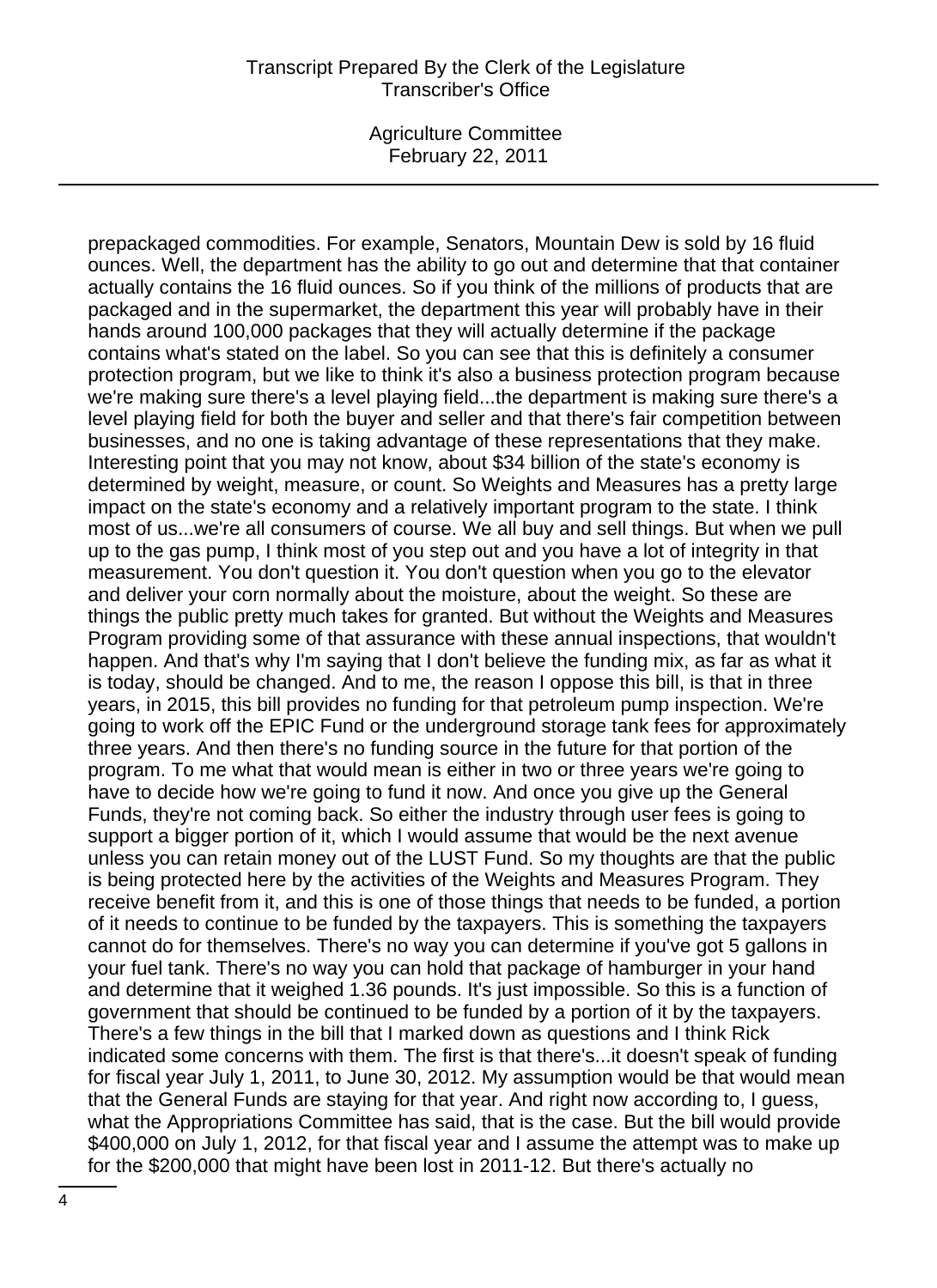prepackaged commodities. For example, Senators, Mountain Dew is sold by 16 fluid ounces. Well, the department has the ability to go out and determine that that container actually contains the 16 fluid ounces. So if you think of the millions of products that are packaged and in the supermarket, the department this year will probably have in their hands around 100,000 packages that they will actually determine if the package contains what's stated on the label. So you can see that this is definitely a consumer protection program, but we like to think it's also a business protection program because we're making sure there's a level playing field...the department is making sure there's a level playing field for both the buyer and seller and that there's fair competition between businesses, and no one is taking advantage of these representations that they make. Interesting point that you may not know, about $34 billion of the state's economy is determined by weight, measure, or count. So Weights and Measures has a pretty large impact on the state's economy and a relatively important program to the state. I think most of us...we're all consumers of course. We all buy and sell things. But when we pull up to the gas pump, I think most of you step out and you have a lot of integrity in that measurement. You don't question it. You don't question when you go to the elevator and deliver your corn normally about the moisture, about the weight. So these are things the public pretty much takes for granted. But without the Weights and Measures Program providing some of that assurance with these annual inspections, that wouldn't happen. And that's why I'm saying that I don't believe the funding mix, as far as what it is today, should be changed. And to me, the reason I oppose this bill, is that in three years, in 2015, this bill provides no funding for that petroleum pump inspection. We're going to work off the EPIC Fund or the underground storage tank fees for approximately three years. And then there's no funding source in the future for that portion of the program. To me what that would mean is either in two or three years we're going to have to decide how we're going to fund it now. And once you give up the General Funds, they're not coming back. So either the industry through user fees is going to support a bigger portion of it, which I would assume that would be the next avenue unless you can retain money out of the LUST Fund. So my thoughts are that the public is being protected here by the activities of the Weights and Measures Program. They receive benefit from it, and this is one of those things that needs to be funded, a portion of it needs to continue to be funded by the taxpayers. This is something the taxpayers cannot do for themselves. There's no way you can determine if you've got 5 gallons in your fuel tank. There's no way you can hold that package of hamburger in your hand and determine that it weighed 1.36 pounds. It's just impossible. So this is a function of government that should be continued to be funded by a portion of it by the taxpayers. There's a few things in the bill that I marked down as questions and I think Rick indicated some concerns with them. The first is that there's...it doesn't speak of funding for fiscal year July 1, 2011, to June 30, 2012. My assumption would be that would mean that the General Funds are staying for that year. And right now according to, I guess, what the Appropriations Committee has said, that is the case. But the bill would provide $400,000 on July 1, 2012, for that fiscal year and I assume the attempt was to make up for the $200,000 that might have been lost in 2011-12. But there's actually no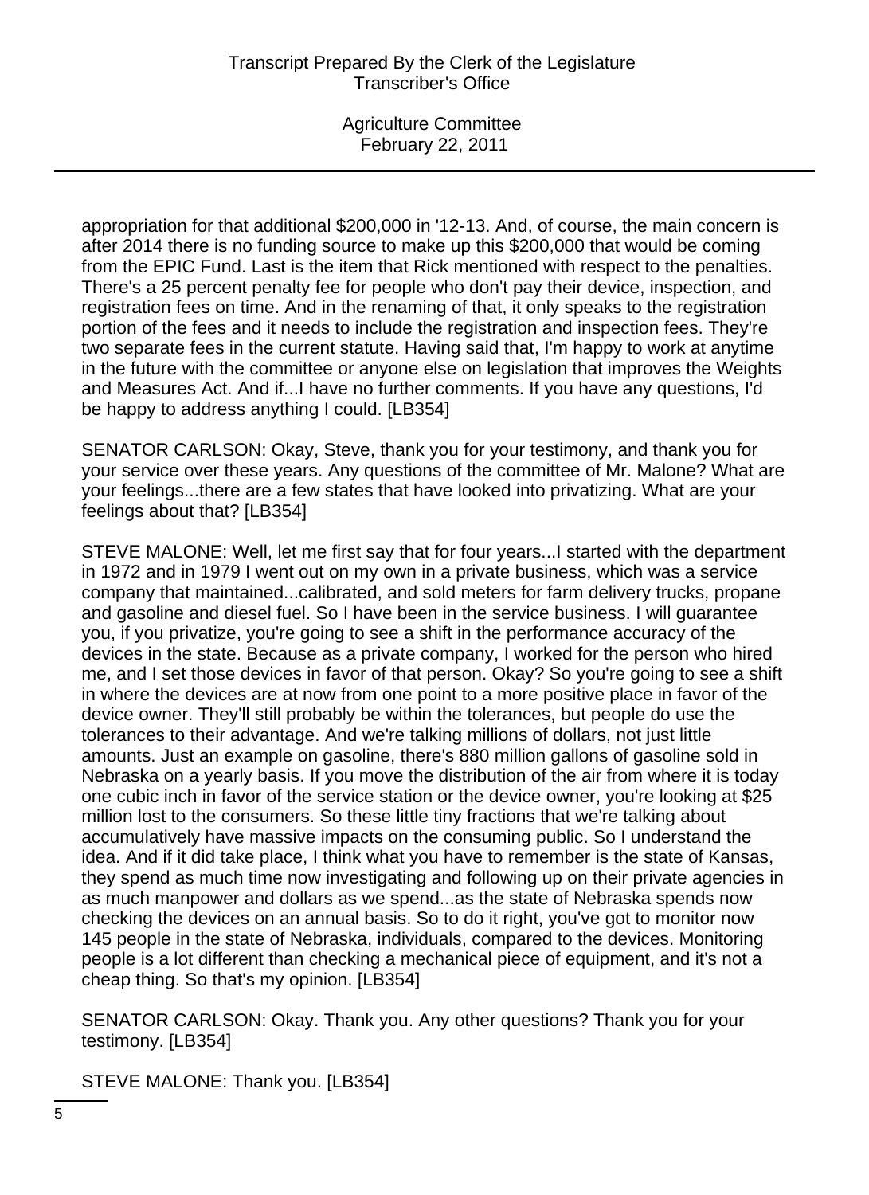appropriation for that additional $200,000 in '12-13. And, of course, the main concern is after 2014 there is no funding source to make up this $200,000 that would be coming from the EPIC Fund. Last is the item that Rick mentioned with respect to the penalties. There's a 25 percent penalty fee for people who don't pay their device, inspection, and registration fees on time. And in the renaming of that, it only speaks to the registration portion of the fees and it needs to include the registration and inspection fees. They're two separate fees in the current statute. Having said that, I'm happy to work at anytime in the future with the committee or anyone else on legislation that improves the Weights and Measures Act. And if...I have no further comments. If you have any questions, I'd be happy to address anything I could. [LB354]

SENATOR CARLSON: Okay, Steve, thank you for your testimony, and thank you for your service over these years. Any questions of the committee of Mr. Malone? What are your feelings...there are a few states that have looked into privatizing. What are your feelings about that? [LB354]

STEVE MALONE: Well, let me first say that for four years...I started with the department in 1972 and in 1979 I went out on my own in a private business, which was a service company that maintained...calibrated, and sold meters for farm delivery trucks, propane and gasoline and diesel fuel. So I have been in the service business. I will guarantee you, if you privatize, you're going to see a shift in the performance accuracy of the devices in the state. Because as a private company, I worked for the person who hired me, and I set those devices in favor of that person. Okay? So you're going to see a shift in where the devices are at now from one point to a more positive place in favor of the device owner. They'll still probably be within the tolerances, but people do use the tolerances to their advantage. And we're talking millions of dollars, not just little amounts. Just an example on gasoline, there's 880 million gallons of gasoline sold in Nebraska on a yearly basis. If you move the distribution of the air from where it is today one cubic inch in favor of the service station or the device owner, you're looking at $25 million lost to the consumers. So these little tiny fractions that we're talking about accumulatively have massive impacts on the consuming public. So I understand the idea. And if it did take place, I think what you have to remember is the state of Kansas, they spend as much time now investigating and following up on their private agencies in as much manpower and dollars as we spend...as the state of Nebraska spends now checking the devices on an annual basis. So to do it right, you've got to monitor now 145 people in the state of Nebraska, individuals, compared to the devices. Monitoring people is a lot different than checking a mechanical piece of equipment, and it's not a cheap thing. So that's my opinion. [LB354]

SENATOR CARLSON: Okay. Thank you. Any other questions? Thank you for your testimony. [LB354]

STEVE MALONE: Thank you. [LB354]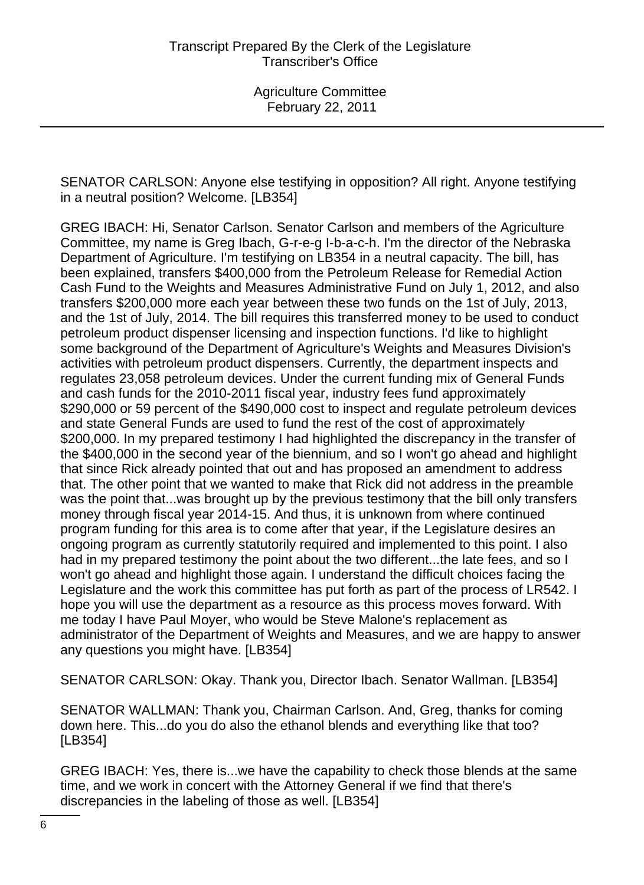SENATOR CARLSON: Anyone else testifying in opposition? All right. Anyone testifying in a neutral position? Welcome. [LB354]

GREG IBACH: Hi, Senator Carlson. Senator Carlson and members of the Agriculture Committee, my name is Greg Ibach, G-r-e-g I-b-a-c-h. I'm the director of the Nebraska Department of Agriculture. I'm testifying on LB354 in a neutral capacity. The bill, has been explained, transfers $400,000 from the Petroleum Release for Remedial Action Cash Fund to the Weights and Measures Administrative Fund on July 1, 2012, and also transfers $200,000 more each year between these two funds on the 1st of July, 2013, and the 1st of July, 2014. The bill requires this transferred money to be used to conduct petroleum product dispenser licensing and inspection functions. I'd like to highlight some background of the Department of Agriculture's Weights and Measures Division's activities with petroleum product dispensers. Currently, the department inspects and regulates 23,058 petroleum devices. Under the current funding mix of General Funds and cash funds for the 2010-2011 fiscal year, industry fees fund approximately $290,000 or 59 percent of the $490,000 cost to inspect and regulate petroleum devices and state General Funds are used to fund the rest of the cost of approximately $200,000. In my prepared testimony I had highlighted the discrepancy in the transfer of the $400,000 in the second year of the biennium, and so I won't go ahead and highlight that since Rick already pointed that out and has proposed an amendment to address that. The other point that we wanted to make that Rick did not address in the preamble was the point that...was brought up by the previous testimony that the bill only transfers money through fiscal year 2014-15. And thus, it is unknown from where continued program funding for this area is to come after that year, if the Legislature desires an ongoing program as currently statutorily required and implemented to this point. I also had in my prepared testimony the point about the two different...the late fees, and so I won't go ahead and highlight those again. I understand the difficult choices facing the Legislature and the work this committee has put forth as part of the process of LR542. I hope you will use the department as a resource as this process moves forward. With me today I have Paul Moyer, who would be Steve Malone's replacement as administrator of the Department of Weights and Measures, and we are happy to answer any questions you might have. [LB354]

SENATOR CARLSON: Okay. Thank you, Director Ibach. Senator Wallman. [LB354]

SENATOR WALLMAN: Thank you, Chairman Carlson. And, Greg, thanks for coming down here. This...do you do also the ethanol blends and everything like that too? [LB354]

GREG IBACH: Yes, there is...we have the capability to check those blends at the same time, and we work in concert with the Attorney General if we find that there's discrepancies in the labeling of those as well. [LB354]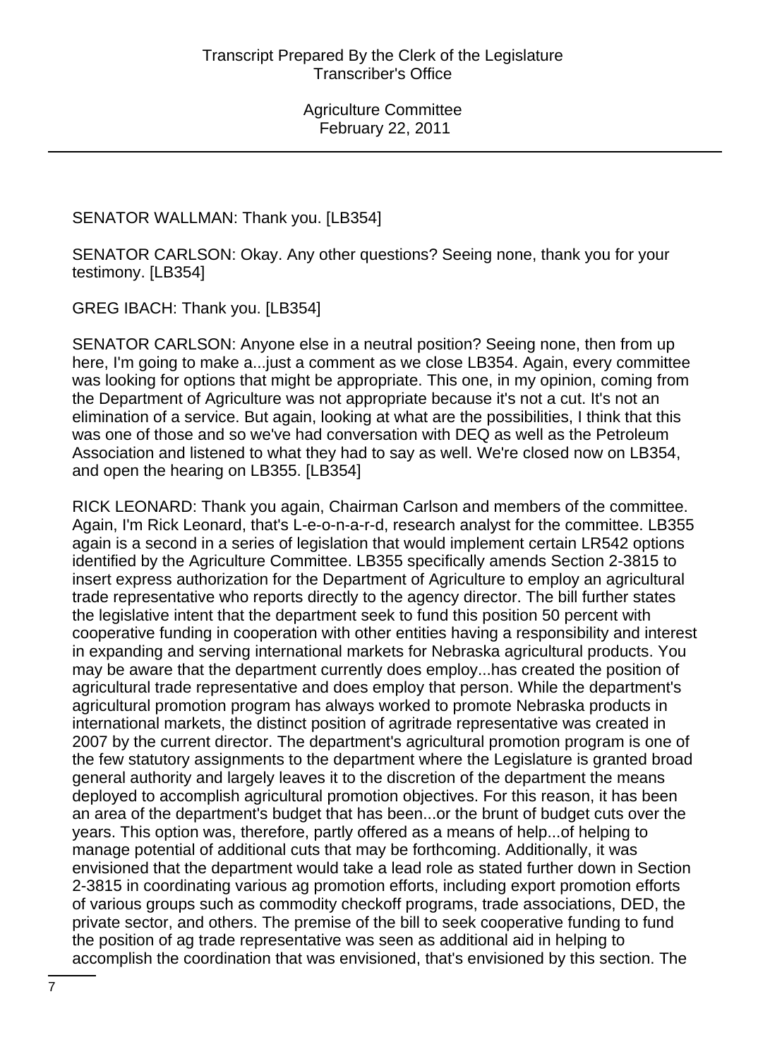SENATOR WALLMAN: Thank you. [LB354]

SENATOR CARLSON: Okay. Any other questions? Seeing none, thank you for your testimony. [LB354]

GREG IBACH: Thank you. [LB354]

SENATOR CARLSON: Anyone else in a neutral position? Seeing none, then from up here, I'm going to make a...just a comment as we close LB354. Again, every committee was looking for options that might be appropriate. This one, in my opinion, coming from the Department of Agriculture was not appropriate because it's not a cut. It's not an elimination of a service. But again, looking at what are the possibilities, I think that this was one of those and so we've had conversation with DEQ as well as the Petroleum Association and listened to what they had to say as well. We're closed now on LB354, and open the hearing on LB355. [LB354]

RICK LEONARD: Thank you again, Chairman Carlson and members of the committee. Again, I'm Rick Leonard, that's L-e-o-n-a-r-d, research analyst for the committee. LB355 again is a second in a series of legislation that would implement certain LR542 options identified by the Agriculture Committee. LB355 specifically amends Section 2-3815 to insert express authorization for the Department of Agriculture to employ an agricultural trade representative who reports directly to the agency director. The bill further states the legislative intent that the department seek to fund this position 50 percent with cooperative funding in cooperation with other entities having a responsibility and interest in expanding and serving international markets for Nebraska agricultural products. You may be aware that the department currently does employ...has created the position of agricultural trade representative and does employ that person. While the department's agricultural promotion program has always worked to promote Nebraska products in international markets, the distinct position of agritrade representative was created in 2007 by the current director. The department's agricultural promotion program is one of the few statutory assignments to the department where the Legislature is granted broad general authority and largely leaves it to the discretion of the department the means deployed to accomplish agricultural promotion objectives. For this reason, it has been an area of the department's budget that has been...or the brunt of budget cuts over the years. This option was, therefore, partly offered as a means of help...of helping to manage potential of additional cuts that may be forthcoming. Additionally, it was envisioned that the department would take a lead role as stated further down in Section 2-3815 in coordinating various ag promotion efforts, including export promotion efforts of various groups such as commodity checkoff programs, trade associations, DED, the private sector, and others. The premise of the bill to seek cooperative funding to fund the position of ag trade representative was seen as additional aid in helping to accomplish the coordination that was envisioned, that's envisioned by this section. The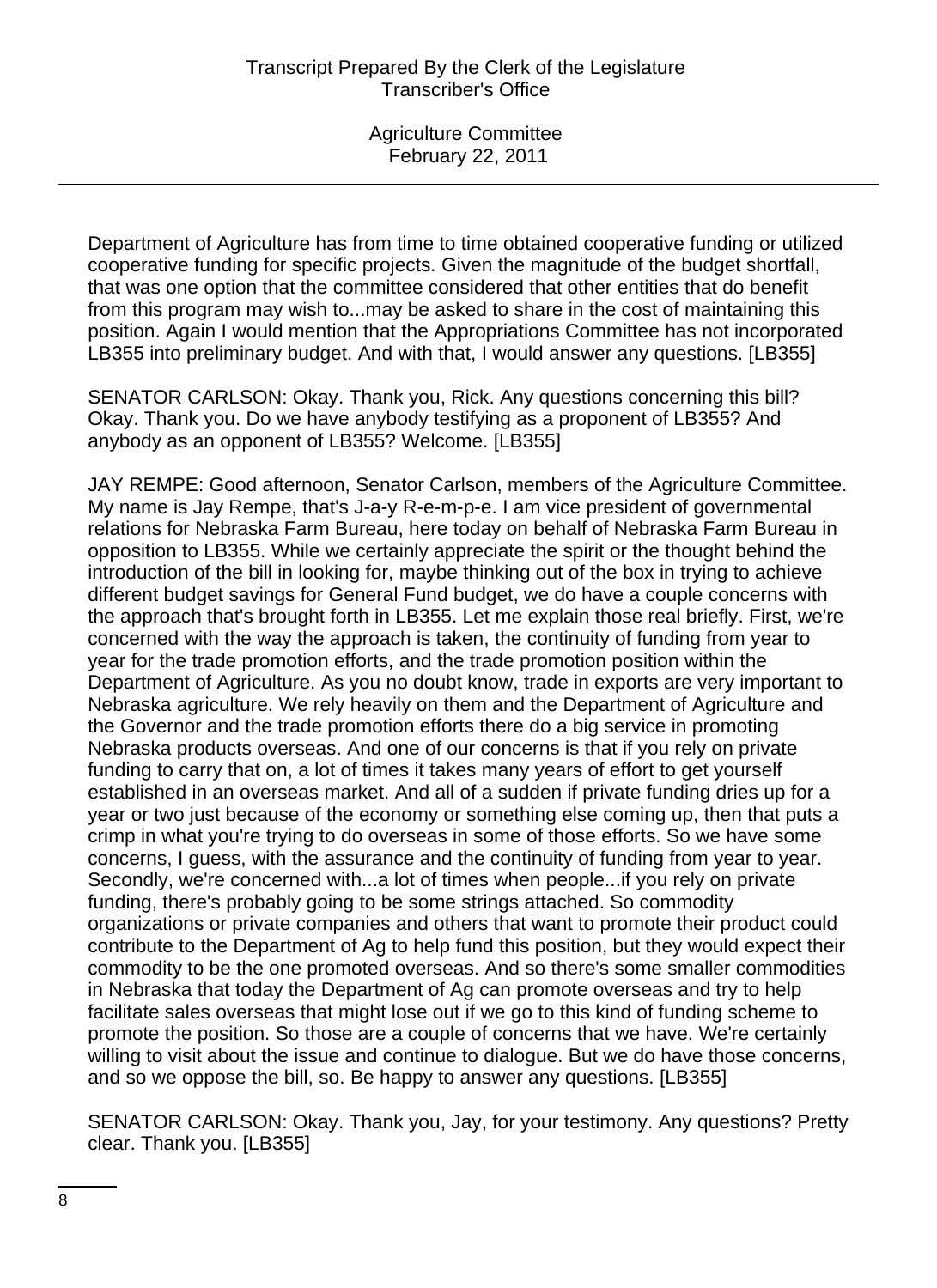Department of Agriculture has from time to time obtained cooperative funding or utilized cooperative funding for specific projects. Given the magnitude of the budget shortfall, that was one option that the committee considered that other entities that do benefit from this program may wish to...may be asked to share in the cost of maintaining this position. Again I would mention that the Appropriations Committee has not incorporated LB355 into preliminary budget. And with that, I would answer any questions. [LB355]

SENATOR CARLSON: Okay. Thank you, Rick. Any questions concerning this bill? Okay. Thank you. Do we have anybody testifying as a proponent of LB355? And anybody as an opponent of LB355? Welcome. [LB355]

JAY REMPE: Good afternoon, Senator Carlson, members of the Agriculture Committee. My name is Jay Rempe, that's J-a-y R-e-m-p-e. I am vice president of governmental relations for Nebraska Farm Bureau, here today on behalf of Nebraska Farm Bureau in opposition to LB355. While we certainly appreciate the spirit or the thought behind the introduction of the bill in looking for, maybe thinking out of the box in trying to achieve different budget savings for General Fund budget, we do have a couple concerns with the approach that's brought forth in LB355. Let me explain those real briefly. First, we're concerned with the way the approach is taken, the continuity of funding from year to year for the trade promotion efforts, and the trade promotion position within the Department of Agriculture. As you no doubt know, trade in exports are very important to Nebraska agriculture. We rely heavily on them and the Department of Agriculture and the Governor and the trade promotion efforts there do a big service in promoting Nebraska products overseas. And one of our concerns is that if you rely on private funding to carry that on, a lot of times it takes many years of effort to get yourself established in an overseas market. And all of a sudden if private funding dries up for a year or two just because of the economy or something else coming up, then that puts a crimp in what you're trying to do overseas in some of those efforts. So we have some concerns, I guess, with the assurance and the continuity of funding from year to year. Secondly, we're concerned with...a lot of times when people...if you rely on private funding, there's probably going to be some strings attached. So commodity organizations or private companies and others that want to promote their product could contribute to the Department of Ag to help fund this position, but they would expect their commodity to be the one promoted overseas. And so there's some smaller commodities in Nebraska that today the Department of Ag can promote overseas and try to help facilitate sales overseas that might lose out if we go to this kind of funding scheme to promote the position. So those are a couple of concerns that we have. We're certainly willing to visit about the issue and continue to dialogue. But we do have those concerns, and so we oppose the bill, so. Be happy to answer any questions. [LB355]

SENATOR CARLSON: Okay. Thank you, Jay, for your testimony. Any questions? Pretty clear. Thank you. [LB355]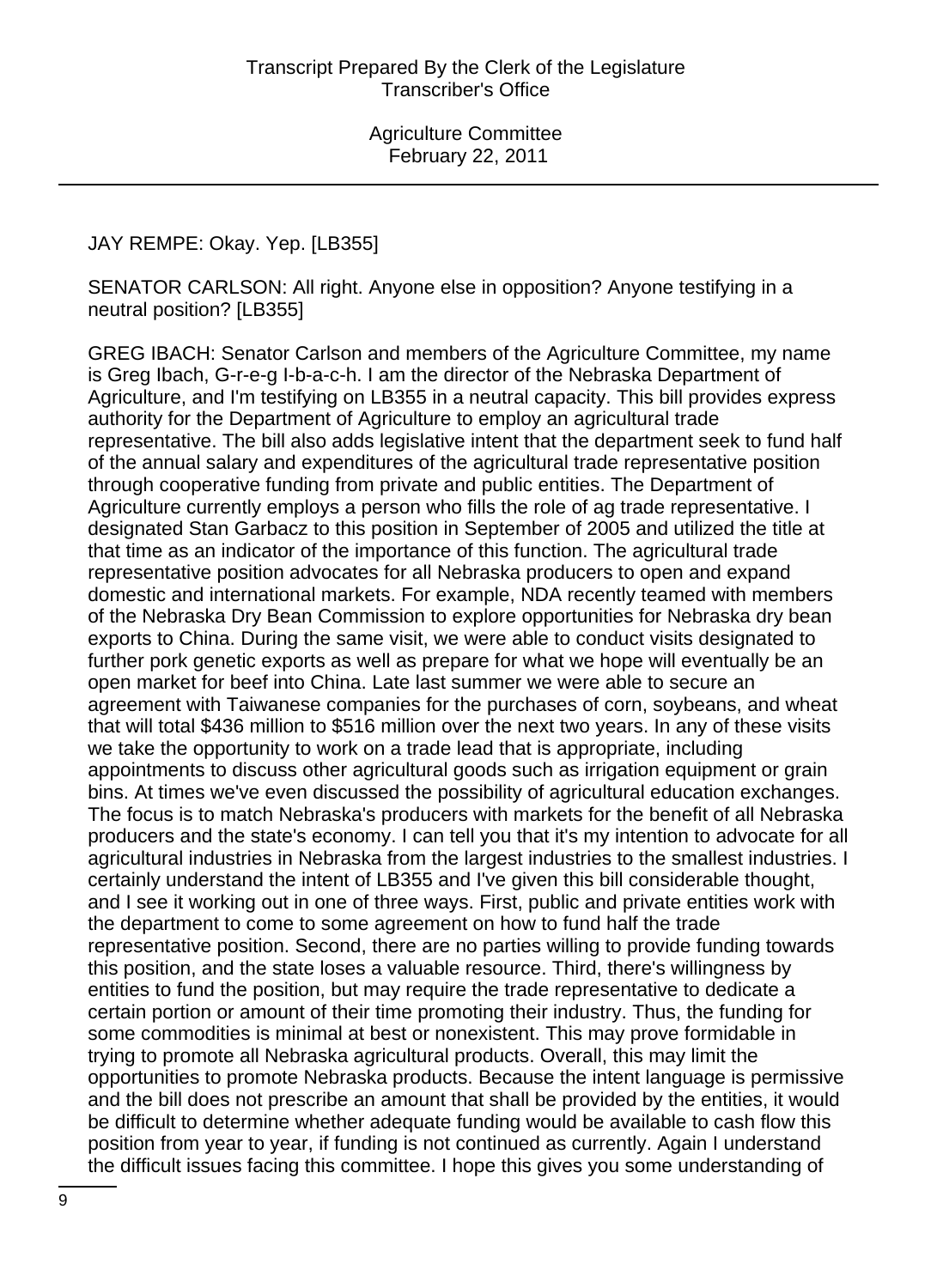JAY REMPE: Okay. Yep. [LB355]

SENATOR CARLSON: All right. Anyone else in opposition? Anyone testifying in a neutral position? [LB355]

GREG IBACH: Senator Carlson and members of the Agriculture Committee, my name is Greg Ibach, G-r-e-g I-b-a-c-h. I am the director of the Nebraska Department of Agriculture, and I'm testifying on LB355 in a neutral capacity. This bill provides express authority for the Department of Agriculture to employ an agricultural trade representative. The bill also adds legislative intent that the department seek to fund half of the annual salary and expenditures of the agricultural trade representative position through cooperative funding from private and public entities. The Department of Agriculture currently employs a person who fills the role of ag trade representative. I designated Stan Garbacz to this position in September of 2005 and utilized the title at that time as an indicator of the importance of this function. The agricultural trade representative position advocates for all Nebraska producers to open and expand domestic and international markets. For example, NDA recently teamed with members of the Nebraska Dry Bean Commission to explore opportunities for Nebraska dry bean exports to China. During the same visit, we were able to conduct visits designated to further pork genetic exports as well as prepare for what we hope will eventually be an open market for beef into China. Late last summer we were able to secure an agreement with Taiwanese companies for the purchases of corn, soybeans, and wheat that will total $436 million to $516 million over the next two years. In any of these visits we take the opportunity to work on a trade lead that is appropriate, including appointments to discuss other agricultural goods such as irrigation equipment or grain bins. At times we've even discussed the possibility of agricultural education exchanges. The focus is to match Nebraska's producers with markets for the benefit of all Nebraska producers and the state's economy. I can tell you that it's my intention to advocate for all agricultural industries in Nebraska from the largest industries to the smallest industries. I certainly understand the intent of LB355 and I've given this bill considerable thought, and I see it working out in one of three ways. First, public and private entities work with the department to come to some agreement on how to fund half the trade representative position. Second, there are no parties willing to provide funding towards this position, and the state loses a valuable resource. Third, there's willingness by entities to fund the position, but may require the trade representative to dedicate a certain portion or amount of their time promoting their industry. Thus, the funding for some commodities is minimal at best or nonexistent. This may prove formidable in trying to promote all Nebraska agricultural products. Overall, this may limit the opportunities to promote Nebraska products. Because the intent language is permissive and the bill does not prescribe an amount that shall be provided by the entities, it would be difficult to determine whether adequate funding would be available to cash flow this position from year to year, if funding is not continued as currently. Again I understand the difficult issues facing this committee. I hope this gives you some understanding of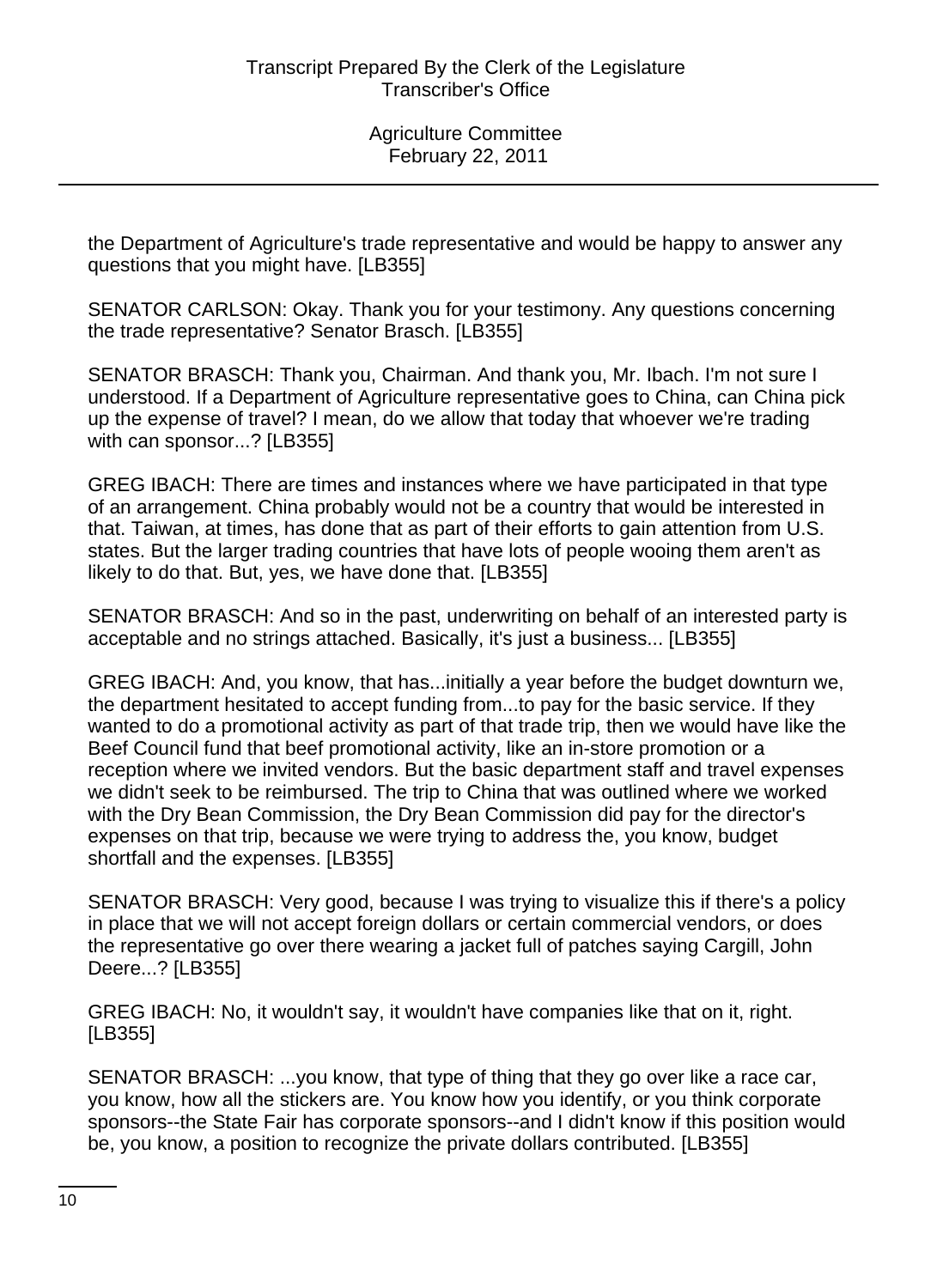the Department of Agriculture's trade representative and would be happy to answer any questions that you might have. [LB355]

SENATOR CARLSON: Okay. Thank you for your testimony. Any questions concerning the trade representative? Senator Brasch. [LB355]

SENATOR BRASCH: Thank you, Chairman. And thank you, Mr. Ibach. I'm not sure I understood. If a Department of Agriculture representative goes to China, can China pick up the expense of travel? I mean, do we allow that today that whoever we're trading with can sponsor...? [LB355]

GREG IBACH: There are times and instances where we have participated in that type of an arrangement. China probably would not be a country that would be interested in that. Taiwan, at times, has done that as part of their efforts to gain attention from U.S. states. But the larger trading countries that have lots of people wooing them aren't as likely to do that. But, yes, we have done that. [LB355]

SENATOR BRASCH: And so in the past, underwriting on behalf of an interested party is acceptable and no strings attached. Basically, it's just a business... [LB355]

GREG IBACH: And, you know, that has...initially a year before the budget downturn we, the department hesitated to accept funding from...to pay for the basic service. If they wanted to do a promotional activity as part of that trade trip, then we would have like the Beef Council fund that beef promotional activity, like an in-store promotion or a reception where we invited vendors. But the basic department staff and travel expenses we didn't seek to be reimbursed. The trip to China that was outlined where we worked with the Dry Bean Commission, the Dry Bean Commission did pay for the director's expenses on that trip, because we were trying to address the, you know, budget shortfall and the expenses. [LB355]

SENATOR BRASCH: Very good, because I was trying to visualize this if there's a policy in place that we will not accept foreign dollars or certain commercial vendors, or does the representative go over there wearing a jacket full of patches saying Cargill, John Deere...? [LB355]

GREG IBACH: No, it wouldn't say, it wouldn't have companies like that on it, right. [LB355]

SENATOR BRASCH: ...you know, that type of thing that they go over like a race car, you know, how all the stickers are. You know how you identify, or you think corporate sponsors--the State Fair has corporate sponsors--and I didn't know if this position would be, you know, a position to recognize the private dollars contributed. [LB355]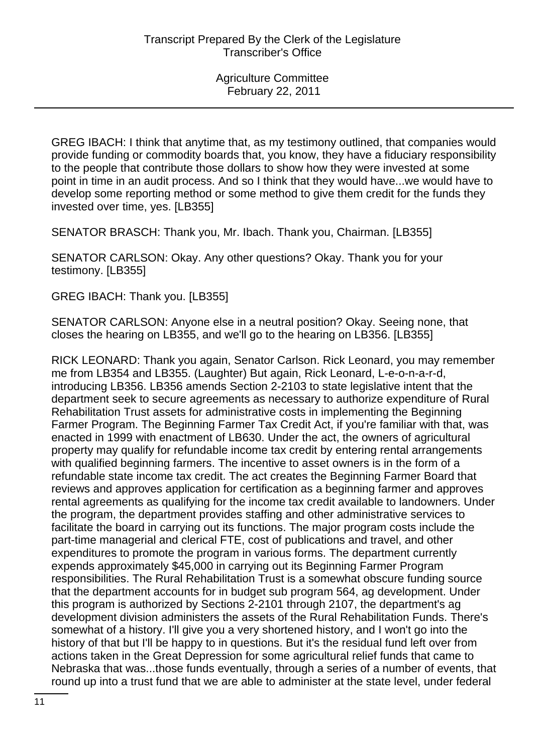GREG IBACH: I think that anytime that, as my testimony outlined, that companies would provide funding or commodity boards that, you know, they have a fiduciary responsibility to the people that contribute those dollars to show how they were invested at some point in time in an audit process. And so I think that they would have...we would have to develop some reporting method or some method to give them credit for the funds they invested over time, yes. [LB355]

SENATOR BRASCH: Thank you, Mr. Ibach. Thank you, Chairman. [LB355]

SENATOR CARLSON: Okay. Any other questions? Okay. Thank you for your testimony. [LB355]

GREG IBACH: Thank you. [LB355]

SENATOR CARLSON: Anyone else in a neutral position? Okay. Seeing none, that closes the hearing on LB355, and we'll go to the hearing on LB356. [LB355]

RICK LEONARD: Thank you again, Senator Carlson. Rick Leonard, you may remember me from LB354 and LB355. (Laughter) But again, Rick Leonard, L-e-o-n-a-r-d, introducing LB356. LB356 amends Section 2-2103 to state legislative intent that the department seek to secure agreements as necessary to authorize expenditure of Rural Rehabilitation Trust assets for administrative costs in implementing the Beginning Farmer Program. The Beginning Farmer Tax Credit Act, if you're familiar with that, was enacted in 1999 with enactment of LB630. Under the act, the owners of agricultural property may qualify for refundable income tax credit by entering rental arrangements with qualified beginning farmers. The incentive to asset owners is in the form of a refundable state income tax credit. The act creates the Beginning Farmer Board that reviews and approves application for certification as a beginning farmer and approves rental agreements as qualifying for the income tax credit available to landowners. Under the program, the department provides staffing and other administrative services to facilitate the board in carrying out its functions. The major program costs include the part-time managerial and clerical FTE, cost of publications and travel, and other expenditures to promote the program in various forms. The department currently expends approximately $45,000 in carrying out its Beginning Farmer Program responsibilities. The Rural Rehabilitation Trust is a somewhat obscure funding source that the department accounts for in budget sub program 564, ag development. Under this program is authorized by Sections 2-2101 through 2107, the department's ag development division administers the assets of the Rural Rehabilitation Funds. There's somewhat of a history. I'll give you a very shortened history, and I won't go into the history of that but I'll be happy to in questions. But it's the residual fund left over from actions taken in the Great Depression for some agricultural relief funds that came to Nebraska that was...those funds eventually, through a series of a number of events, that round up into a trust fund that we are able to administer at the state level, under federal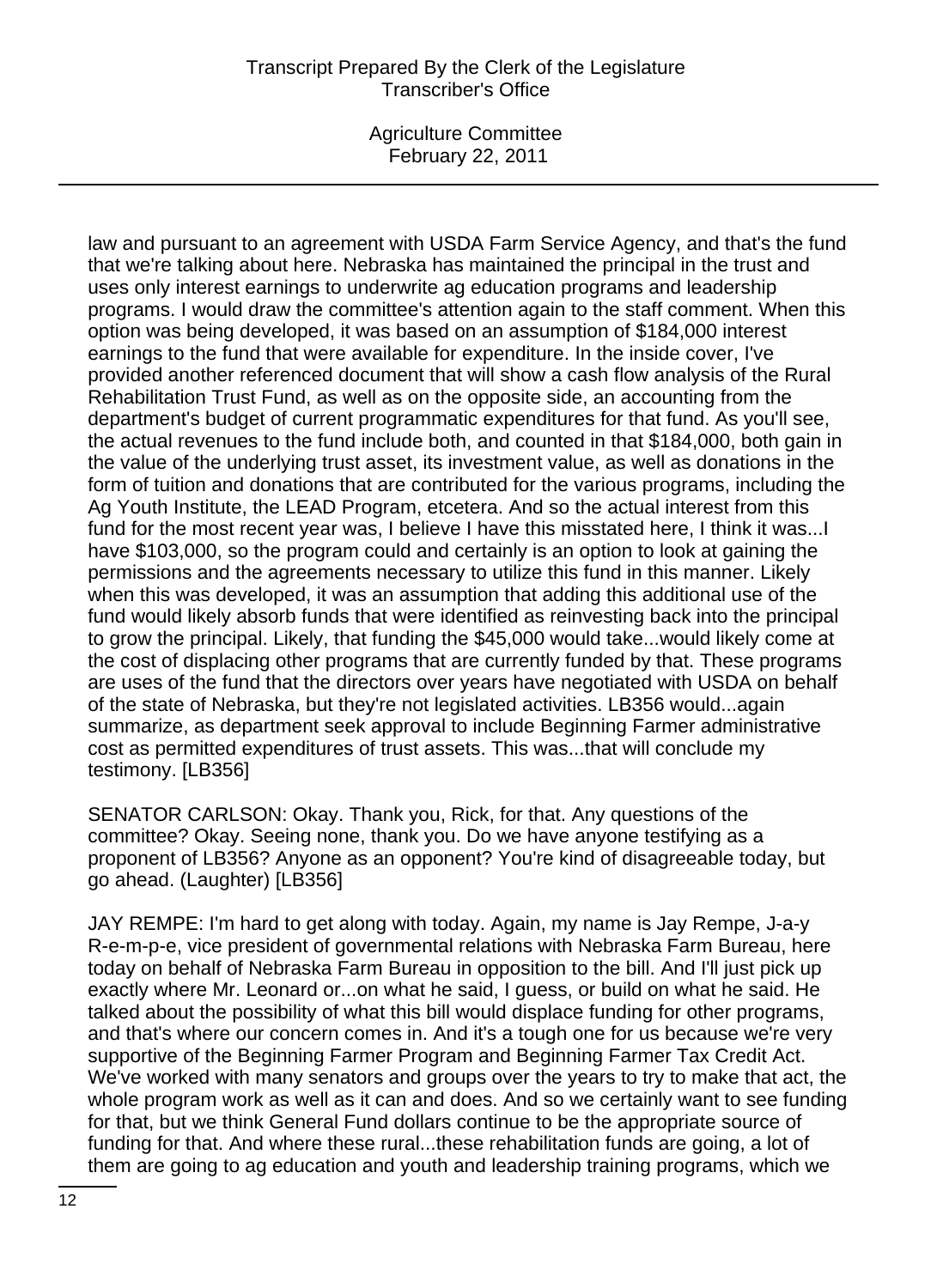law and pursuant to an agreement with USDA Farm Service Agency, and that's the fund that we're talking about here. Nebraska has maintained the principal in the trust and uses only interest earnings to underwrite ag education programs and leadership programs. I would draw the committee's attention again to the staff comment. When this option was being developed, it was based on an assumption of $184,000 interest earnings to the fund that were available for expenditure. In the inside cover, I've provided another referenced document that will show a cash flow analysis of the Rural Rehabilitation Trust Fund, as well as on the opposite side, an accounting from the department's budget of current programmatic expenditures for that fund. As you'll see, the actual revenues to the fund include both, and counted in that $184,000, both gain in the value of the underlying trust asset, its investment value, as well as donations in the form of tuition and donations that are contributed for the various programs, including the Ag Youth Institute, the LEAD Program, etcetera. And so the actual interest from this fund for the most recent year was, I believe I have this misstated here, I think it was...I have $103,000, so the program could and certainly is an option to look at gaining the permissions and the agreements necessary to utilize this fund in this manner. Likely when this was developed, it was an assumption that adding this additional use of the fund would likely absorb funds that were identified as reinvesting back into the principal to grow the principal. Likely, that funding the $45,000 would take...would likely come at the cost of displacing other programs that are currently funded by that. These programs are uses of the fund that the directors over years have negotiated with USDA on behalf of the state of Nebraska, but they're not legislated activities. LB356 would...again summarize, as department seek approval to include Beginning Farmer administrative cost as permitted expenditures of trust assets. This was...that will conclude my testimony. [LB356]

SENATOR CARLSON: Okay. Thank you, Rick, for that. Any questions of the committee? Okay. Seeing none, thank you. Do we have anyone testifying as a proponent of LB356? Anyone as an opponent? You're kind of disagreeable today, but go ahead. (Laughter) [LB356]

JAY REMPE: I'm hard to get along with today. Again, my name is Jay Rempe, J-a-y R-e-m-p-e, vice president of governmental relations with Nebraska Farm Bureau, here today on behalf of Nebraska Farm Bureau in opposition to the bill. And I'll just pick up exactly where Mr. Leonard or...on what he said, I guess, or build on what he said. He talked about the possibility of what this bill would displace funding for other programs, and that's where our concern comes in. And it's a tough one for us because we're very supportive of the Beginning Farmer Program and Beginning Farmer Tax Credit Act. We've worked with many senators and groups over the years to try to make that act, the whole program work as well as it can and does. And so we certainly want to see funding for that, but we think General Fund dollars continue to be the appropriate source of funding for that. And where these rural...these rehabilitation funds are going, a lot of them are going to ag education and youth and leadership training programs, which we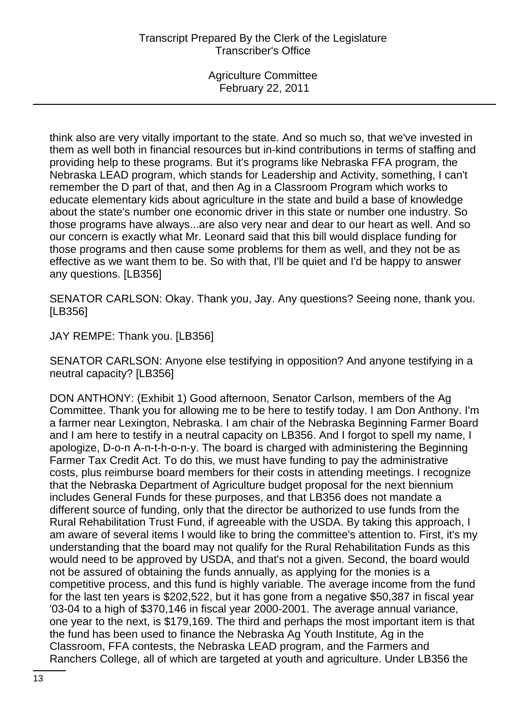think also are very vitally important to the state. And so much so, that we've invested in them as well both in financial resources but in-kind contributions in terms of staffing and providing help to these programs. But it's programs like Nebraska FFA program, the Nebraska LEAD program, which stands for Leadership and Activity, something, I can't remember the D part of that, and then Ag in a Classroom Program which works to educate elementary kids about agriculture in the state and build a base of knowledge about the state's number one economic driver in this state or number one industry. So those programs have always...are also very near and dear to our heart as well. And so our concern is exactly what Mr. Leonard said that this bill would displace funding for those programs and then cause some problems for them as well, and they not be as effective as we want them to be. So with that, I'll be quiet and I'd be happy to answer any questions. [LB356]

SENATOR CARLSON: Okay. Thank you, Jay. Any questions? Seeing none, thank you. [LB356]

JAY REMPE: Thank you. [LB356]

SENATOR CARLSON: Anyone else testifying in opposition? And anyone testifying in a neutral capacity? [LB356]

DON ANTHONY: (Exhibit 1) Good afternoon, Senator Carlson, members of the Ag Committee. Thank you for allowing me to be here to testify today. I am Don Anthony. I'm a farmer near Lexington, Nebraska. I am chair of the Nebraska Beginning Farmer Board and I am here to testify in a neutral capacity on LB356. And I forgot to spell my name, I apologize, D-o-n A-n-t-h-o-n-y. The board is charged with administering the Beginning Farmer Tax Credit Act. To do this, we must have funding to pay the administrative costs, plus reimburse board members for their costs in attending meetings. I recognize that the Nebraska Department of Agriculture budget proposal for the next biennium includes General Funds for these purposes, and that LB356 does not mandate a different source of funding, only that the director be authorized to use funds from the Rural Rehabilitation Trust Fund, if agreeable with the USDA. By taking this approach, I am aware of several items I would like to bring the committee's attention to. First, it's my understanding that the board may not qualify for the Rural Rehabilitation Funds as this would need to be approved by USDA, and that's not a given. Second, the board would not be assured of obtaining the funds annually, as applying for the monies is a competitive process, and this fund is highly variable. The average income from the fund for the last ten years is $202,522, but it has gone from a negative $50,387 in fiscal year '03-04 to a high of $370,146 in fiscal year 2000-2001. The average annual variance, one year to the next, is $179,169. The third and perhaps the most important item is that the fund has been used to finance the Nebraska Ag Youth Institute, Ag in the Classroom, FFA contests, the Nebraska LEAD program, and the Farmers and Ranchers College, all of which are targeted at youth and agriculture. Under LB356 the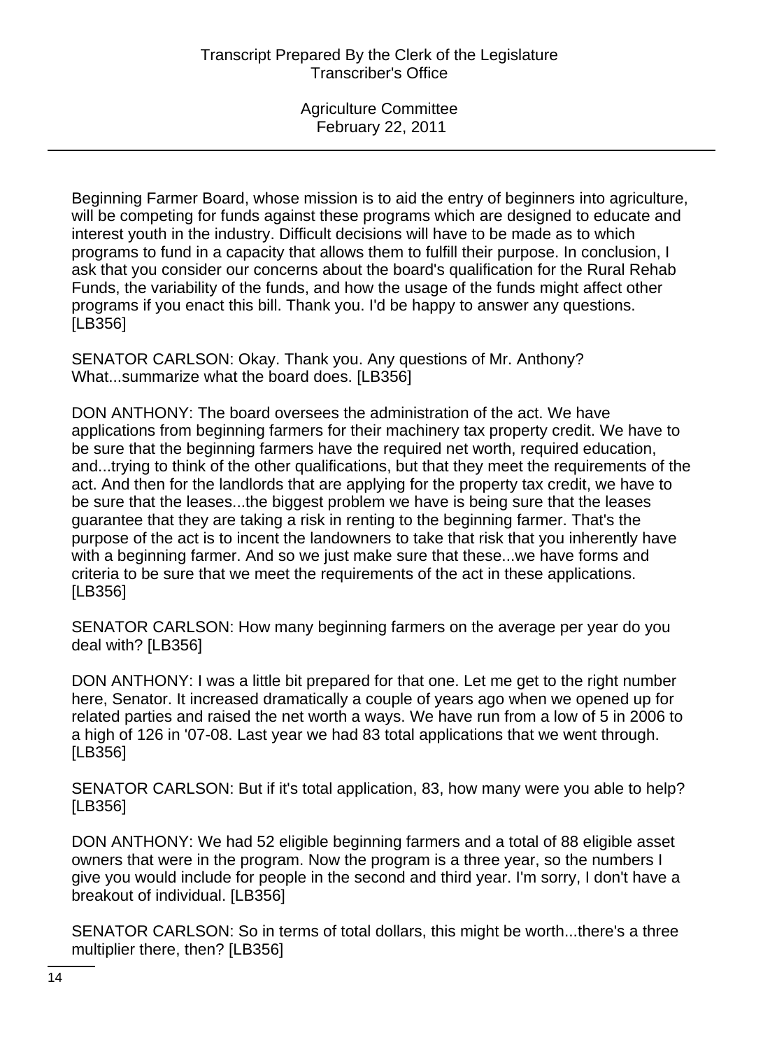Beginning Farmer Board, whose mission is to aid the entry of beginners into agriculture, will be competing for funds against these programs which are designed to educate and interest youth in the industry. Difficult decisions will have to be made as to which programs to fund in a capacity that allows them to fulfill their purpose. In conclusion, I ask that you consider our concerns about the board's qualification for the Rural Rehab Funds, the variability of the funds, and how the usage of the funds might affect other programs if you enact this bill. Thank you. I'd be happy to answer any questions. [LB356]

SENATOR CARLSON: Okay. Thank you. Any questions of Mr. Anthony? What...summarize what the board does. [LB356]

DON ANTHONY: The board oversees the administration of the act. We have applications from beginning farmers for their machinery tax property credit. We have to be sure that the beginning farmers have the required net worth, required education, and...trying to think of the other qualifications, but that they meet the requirements of the act. And then for the landlords that are applying for the property tax credit, we have to be sure that the leases...the biggest problem we have is being sure that the leases guarantee that they are taking a risk in renting to the beginning farmer. That's the purpose of the act is to incent the landowners to take that risk that you inherently have with a beginning farmer. And so we just make sure that these...we have forms and criteria to be sure that we meet the requirements of the act in these applications. [LB356]

SENATOR CARLSON: How many beginning farmers on the average per year do you deal with? [LB356]

DON ANTHONY: I was a little bit prepared for that one. Let me get to the right number here, Senator. It increased dramatically a couple of years ago when we opened up for related parties and raised the net worth a ways. We have run from a low of 5 in 2006 to a high of 126 in '07-08. Last year we had 83 total applications that we went through. [LB356]

SENATOR CARLSON: But if it's total application, 83, how many were you able to help? [LB356]

DON ANTHONY: We had 52 eligible beginning farmers and a total of 88 eligible asset owners that were in the program. Now the program is a three year, so the numbers I give you would include for people in the second and third year. I'm sorry, I don't have a breakout of individual. [LB356]

SENATOR CARLSON: So in terms of total dollars, this might be worth...there's a three multiplier there, then? [LB356]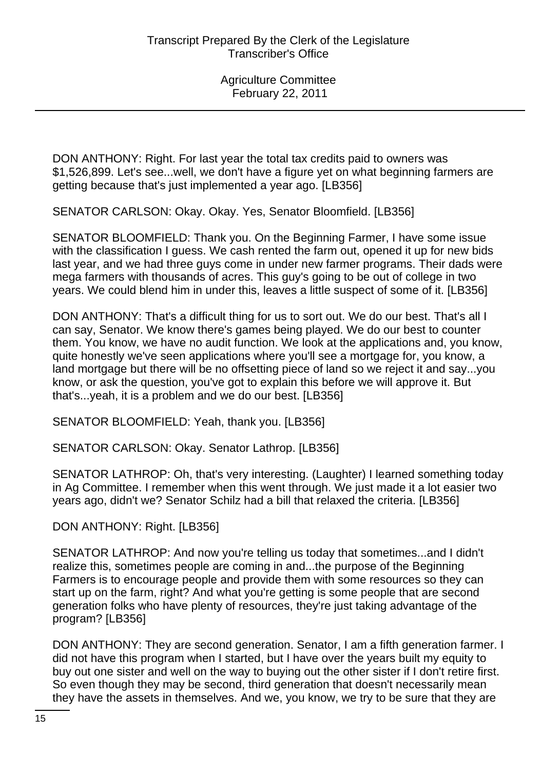DON ANTHONY: Right. For last year the total tax credits paid to owners was $1,526,899. Let's see...well, we don't have a figure yet on what beginning farmers are getting because that's just implemented a year ago. [LB356]

SENATOR CARLSON: Okay. Okay. Yes, Senator Bloomfield. [LB356]

SENATOR BLOOMFIELD: Thank you. On the Beginning Farmer, I have some issue with the classification I guess. We cash rented the farm out, opened it up for new bids last year, and we had three guys come in under new farmer programs. Their dads were mega farmers with thousands of acres. This guy's going to be out of college in two years. We could blend him in under this, leaves a little suspect of some of it. [LB356]

DON ANTHONY: That's a difficult thing for us to sort out. We do our best. That's all I can say, Senator. We know there's games being played. We do our best to counter them. You know, we have no audit function. We look at the applications and, you know, quite honestly we've seen applications where you'll see a mortgage for, you know, a land mortgage but there will be no offsetting piece of land so we reject it and say...you know, or ask the question, you've got to explain this before we will approve it. But that's...yeah, it is a problem and we do our best. [LB356]

SENATOR BLOOMFIELD: Yeah, thank you. [LB356]

SENATOR CARLSON: Okay. Senator Lathrop. [LB356]

SENATOR LATHROP: Oh, that's very interesting. (Laughter) I learned something today in Ag Committee. I remember when this went through. We just made it a lot easier two years ago, didn't we? Senator Schilz had a bill that relaxed the criteria. [LB356]

DON ANTHONY: Right. [LB356]

SENATOR LATHROP: And now you're telling us today that sometimes...and I didn't realize this, sometimes people are coming in and...the purpose of the Beginning Farmers is to encourage people and provide them with some resources so they can start up on the farm, right? And what you're getting is some people that are second generation folks who have plenty of resources, they're just taking advantage of the program? [LB356]

DON ANTHONY: They are second generation. Senator, I am a fifth generation farmer. I did not have this program when I started, but I have over the years built my equity to buy out one sister and well on the way to buying out the other sister if I don't retire first. So even though they may be second, third generation that doesn't necessarily mean they have the assets in themselves. And we, you know, we try to be sure that they are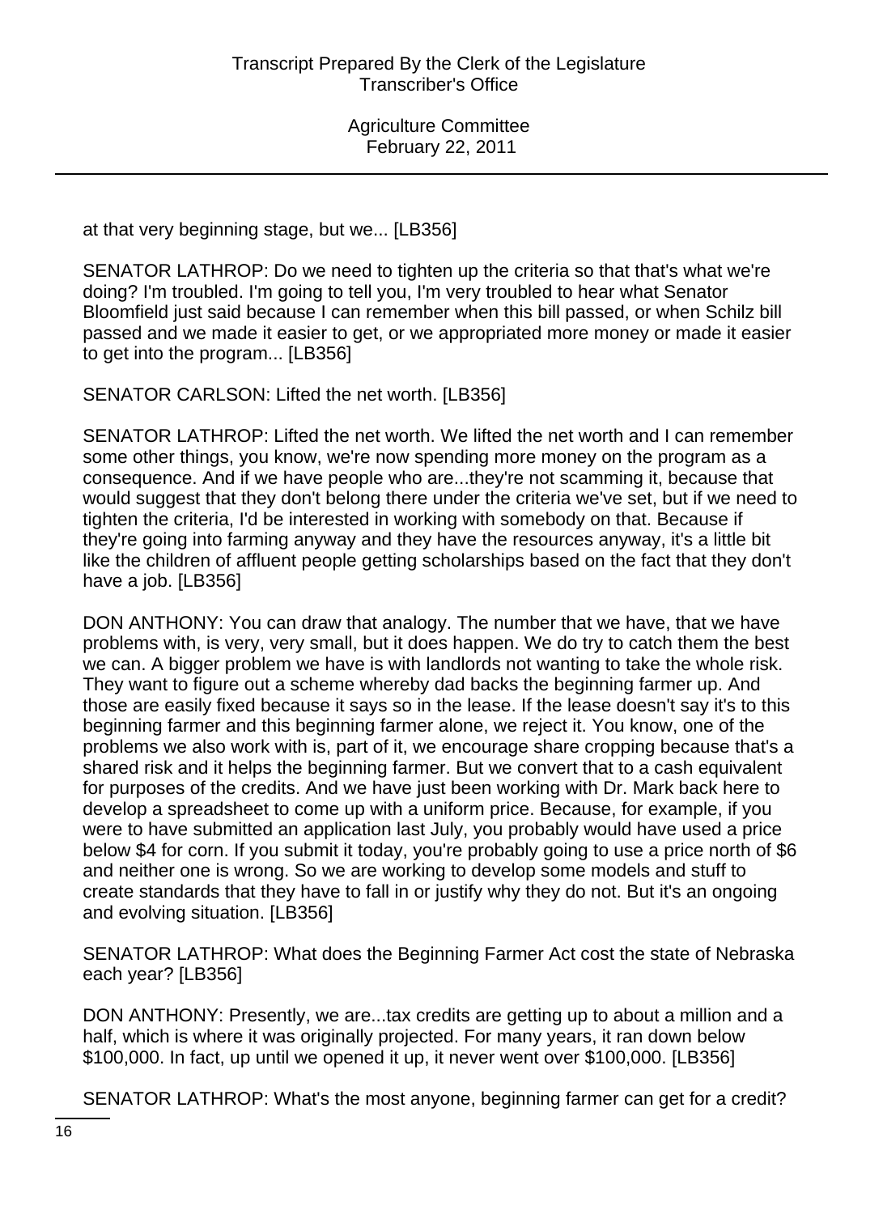at that very beginning stage, but we... [LB356]

SENATOR LATHROP: Do we need to tighten up the criteria so that that's what we're doing? I'm troubled. I'm going to tell you, I'm very troubled to hear what Senator Bloomfield just said because I can remember when this bill passed, or when Schilz bill passed and we made it easier to get, or we appropriated more money or made it easier to get into the program... [LB356]

SENATOR CARLSON: Lifted the net worth. [LB356]

SENATOR LATHROP: Lifted the net worth. We lifted the net worth and I can remember some other things, you know, we're now spending more money on the program as a consequence. And if we have people who are...they're not scamming it, because that would suggest that they don't belong there under the criteria we've set, but if we need to tighten the criteria, I'd be interested in working with somebody on that. Because if they're going into farming anyway and they have the resources anyway, it's a little bit like the children of affluent people getting scholarships based on the fact that they don't have a job. [LB356]

DON ANTHONY: You can draw that analogy. The number that we have, that we have problems with, is very, very small, but it does happen. We do try to catch them the best we can. A bigger problem we have is with landlords not wanting to take the whole risk. They want to figure out a scheme whereby dad backs the beginning farmer up. And those are easily fixed because it says so in the lease. If the lease doesn't say it's to this beginning farmer and this beginning farmer alone, we reject it. You know, one of the problems we also work with is, part of it, we encourage share cropping because that's a shared risk and it helps the beginning farmer. But we convert that to a cash equivalent for purposes of the credits. And we have just been working with Dr. Mark back here to develop a spreadsheet to come up with a uniform price. Because, for example, if you were to have submitted an application last July, you probably would have used a price below $4 for corn. If you submit it today, you're probably going to use a price north of $6 and neither one is wrong. So we are working to develop some models and stuff to create standards that they have to fall in or justify why they do not. But it's an ongoing and evolving situation. [LB356]

SENATOR LATHROP: What does the Beginning Farmer Act cost the state of Nebraska each year? [LB356]

DON ANTHONY: Presently, we are...tax credits are getting up to about a million and a half, which is where it was originally projected. For many years, it ran down below $100,000. In fact, up until we opened it up, it never went over $100,000. [LB356]

SENATOR LATHROP: What's the most anyone, beginning farmer can get for a credit?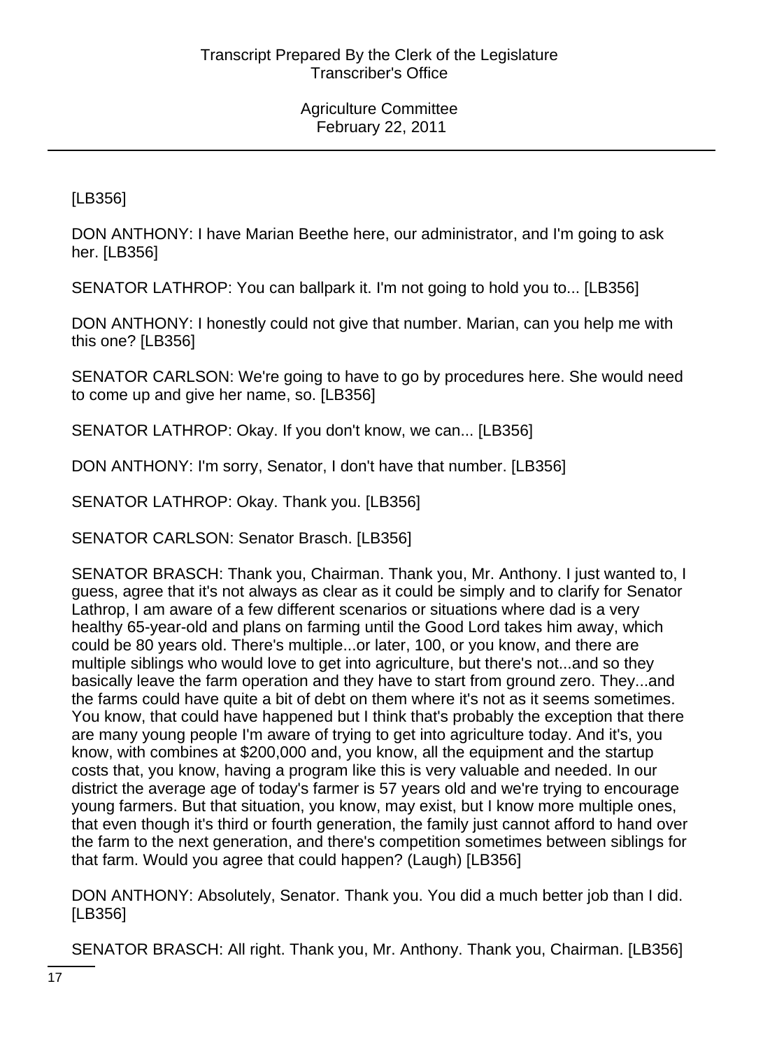[LB356]

DON ANTHONY: I have Marian Beethe here, our administrator, and I'm going to ask her. [LB356]

SENATOR LATHROP: You can ballpark it. I'm not going to hold you to... [LB356]

DON ANTHONY: I honestly could not give that number. Marian, can you help me with this one? [LB356]

SENATOR CARLSON: We're going to have to go by procedures here. She would need to come up and give her name, so. [LB356]

SENATOR LATHROP: Okay. If you don't know, we can... [LB356]

DON ANTHONY: I'm sorry, Senator, I don't have that number. [LB356]

SENATOR LATHROP: Okay. Thank you. [LB356]

SENATOR CARLSON: Senator Brasch. [LB356]

SENATOR BRASCH: Thank you, Chairman. Thank you, Mr. Anthony. I just wanted to, I guess, agree that it's not always as clear as it could be simply and to clarify for Senator Lathrop, I am aware of a few different scenarios or situations where dad is a very healthy 65-year-old and plans on farming until the Good Lord takes him away, which could be 80 years old. There's multiple...or later, 100, or you know, and there are multiple siblings who would love to get into agriculture, but there's not...and so they basically leave the farm operation and they have to start from ground zero. They...and the farms could have quite a bit of debt on them where it's not as it seems sometimes. You know, that could have happened but I think that's probably the exception that there are many young people I'm aware of trying to get into agriculture today. And it's, you know, with combines at $200,000 and, you know, all the equipment and the startup costs that, you know, having a program like this is very valuable and needed. In our district the average age of today's farmer is 57 years old and we're trying to encourage young farmers. But that situation, you know, may exist, but I know more multiple ones, that even though it's third or fourth generation, the family just cannot afford to hand over the farm to the next generation, and there's competition sometimes between siblings for that farm. Would you agree that could happen? (Laugh) [LB356]

DON ANTHONY: Absolutely, Senator. Thank you. You did a much better job than I did. [LB356]

SENATOR BRASCH: All right. Thank you, Mr. Anthony. Thank you, Chairman. [LB356]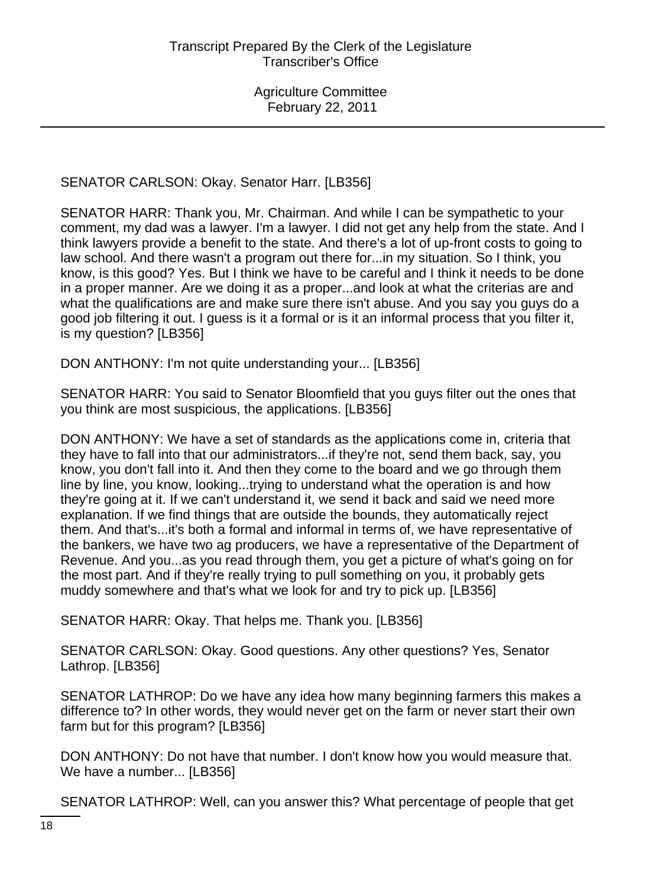SENATOR CARLSON: Okay. Senator Harr. [LB356]

SENATOR HARR: Thank you, Mr. Chairman. And while I can be sympathetic to your comment, my dad was a lawyer. I'm a lawyer. I did not get any help from the state. And I think lawyers provide a benefit to the state. And there's a lot of up-front costs to going to law school. And there wasn't a program out there for...in my situation. So I think, you know, is this good? Yes. But I think we have to be careful and I think it needs to be done in a proper manner. Are we doing it as a proper...and look at what the criterias are and what the qualifications are and make sure there isn't abuse. And you say you guys do a good job filtering it out. I guess is it a formal or is it an informal process that you filter it, is my question? [LB356]

DON ANTHONY: I'm not quite understanding your... [LB356]

SENATOR HARR: You said to Senator Bloomfield that you guys filter out the ones that you think are most suspicious, the applications. [LB356]

DON ANTHONY: We have a set of standards as the applications come in, criteria that they have to fall into that our administrators...if they're not, send them back, say, you know, you don't fall into it. And then they come to the board and we go through them line by line, you know, looking...trying to understand what the operation is and how they're going at it. If we can't understand it, we send it back and said we need more explanation. If we find things that are outside the bounds, they automatically reject them. And that's...it's both a formal and informal in terms of, we have representative of the bankers, we have two ag producers, we have a representative of the Department of Revenue. And you...as you read through them, you get a picture of what's going on for the most part. And if they're really trying to pull something on you, it probably gets muddy somewhere and that's what we look for and try to pick up. [LB356]

SENATOR HARR: Okay. That helps me. Thank you. [LB356]

SENATOR CARLSON: Okay. Good questions. Any other questions? Yes, Senator Lathrop. [LB356]

SENATOR LATHROP: Do we have any idea how many beginning farmers this makes a difference to? In other words, they would never get on the farm or never start their own farm but for this program? [LB356]

DON ANTHONY: Do not have that number. I don't know how you would measure that. We have a number... [LB356]

SENATOR LATHROP: Well, can you answer this? What percentage of people that get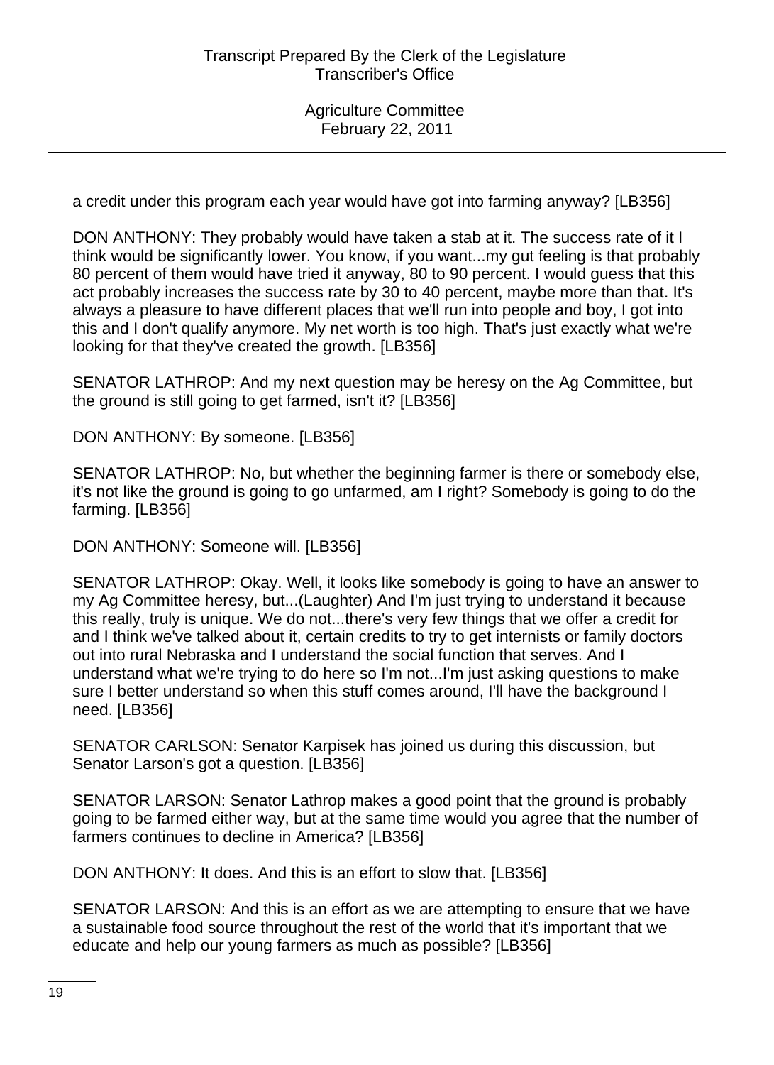a credit under this program each year would have got into farming anyway? [LB356]

DON ANTHONY: They probably would have taken a stab at it. The success rate of it I think would be significantly lower. You know, if you want...my gut feeling is that probably 80 percent of them would have tried it anyway, 80 to 90 percent. I would guess that this act probably increases the success rate by 30 to 40 percent, maybe more than that. It's always a pleasure to have different places that we'll run into people and boy, I got into this and I don't qualify anymore. My net worth is too high. That's just exactly what we're looking for that they've created the growth. [LB356]

SENATOR LATHROP: And my next question may be heresy on the Ag Committee, but the ground is still going to get farmed, isn't it? [LB356]

DON ANTHONY: By someone. [LB356]

SENATOR LATHROP: No, but whether the beginning farmer is there or somebody else, it's not like the ground is going to go unfarmed, am I right? Somebody is going to do the farming. [LB356]

DON ANTHONY: Someone will. [LB356]

SENATOR LATHROP: Okay. Well, it looks like somebody is going to have an answer to my Ag Committee heresy, but...(Laughter) And I'm just trying to understand it because this really, truly is unique. We do not...there's very few things that we offer a credit for and I think we've talked about it, certain credits to try to get internists or family doctors out into rural Nebraska and I understand the social function that serves. And I understand what we're trying to do here so I'm not...I'm just asking questions to make sure I better understand so when this stuff comes around, I'll have the background I need. [LB356]

SENATOR CARLSON: Senator Karpisek has joined us during this discussion, but Senator Larson's got a question. [LB356]

SENATOR LARSON: Senator Lathrop makes a good point that the ground is probably going to be farmed either way, but at the same time would you agree that the number of farmers continues to decline in America? [LB356]

DON ANTHONY: It does. And this is an effort to slow that. [LB356]

SENATOR LARSON: And this is an effort as we are attempting to ensure that we have a sustainable food source throughout the rest of the world that it's important that we educate and help our young farmers as much as possible? [LB356]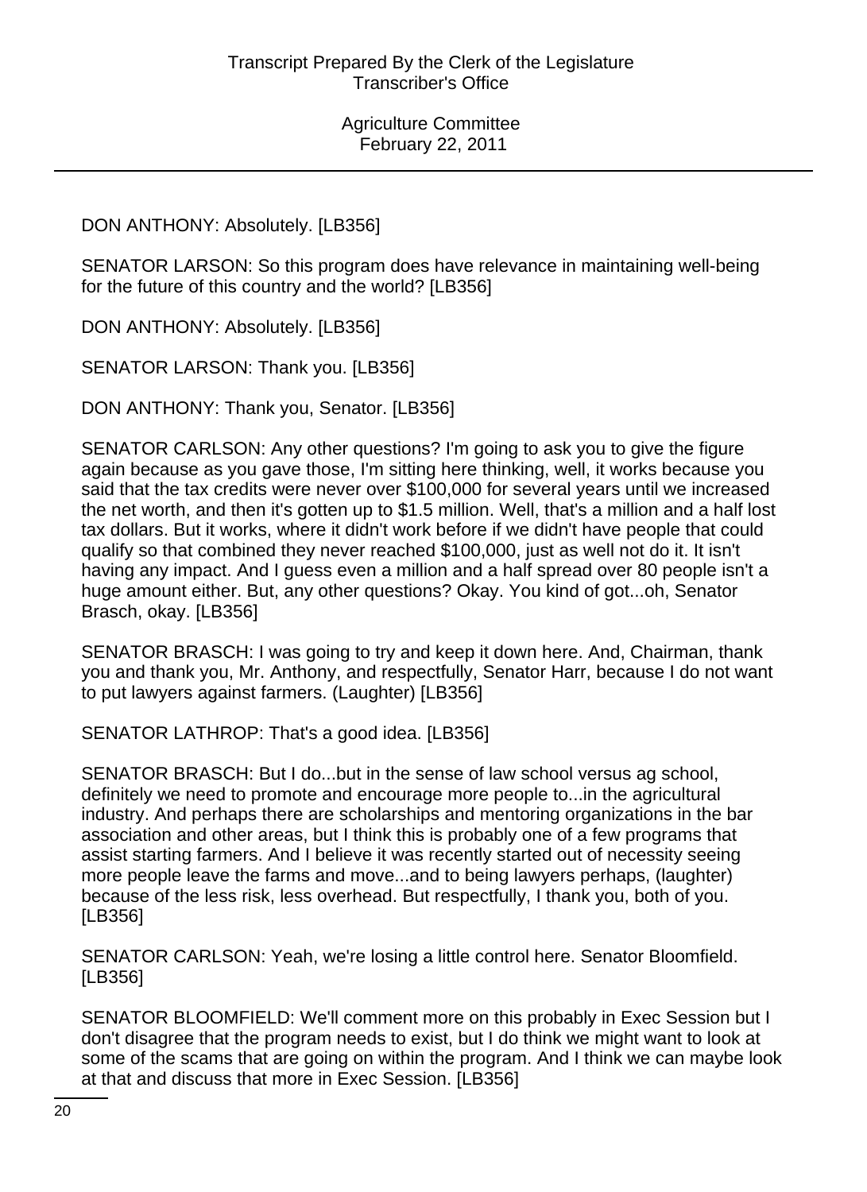DON ANTHONY: Absolutely. [LB356]

SENATOR LARSON: So this program does have relevance in maintaining well-being for the future of this country and the world? [LB356]

DON ANTHONY: Absolutely. [LB356]

SENATOR LARSON: Thank you. [LB356]

DON ANTHONY: Thank you, Senator. [LB356]

SENATOR CARLSON: Any other questions? I'm going to ask you to give the figure again because as you gave those, I'm sitting here thinking, well, it works because you said that the tax credits were never over $100,000 for several years until we increased the net worth, and then it's gotten up to $1.5 million. Well, that's a million and a half lost tax dollars. But it works, where it didn't work before if we didn't have people that could qualify so that combined they never reached $100,000, just as well not do it. It isn't having any impact. And I guess even a million and a half spread over 80 people isn't a huge amount either. But, any other questions? Okay. You kind of got...oh, Senator Brasch, okay. [LB356]

SENATOR BRASCH: I was going to try and keep it down here. And, Chairman, thank you and thank you, Mr. Anthony, and respectfully, Senator Harr, because I do not want to put lawyers against farmers. (Laughter) [LB356]

SENATOR LATHROP: That's a good idea. [LB356]

SENATOR BRASCH: But I do...but in the sense of law school versus ag school, definitely we need to promote and encourage more people to...in the agricultural industry. And perhaps there are scholarships and mentoring organizations in the bar association and other areas, but I think this is probably one of a few programs that assist starting farmers. And I believe it was recently started out of necessity seeing more people leave the farms and move...and to being lawyers perhaps, (laughter) because of the less risk, less overhead. But respectfully, I thank you, both of you. [LB356]

SENATOR CARLSON: Yeah, we're losing a little control here. Senator Bloomfield. [LB356]

SENATOR BLOOMFIELD: We'll comment more on this probably in Exec Session but I don't disagree that the program needs to exist, but I do think we might want to look at some of the scams that are going on within the program. And I think we can maybe look at that and discuss that more in Exec Session. [LB356]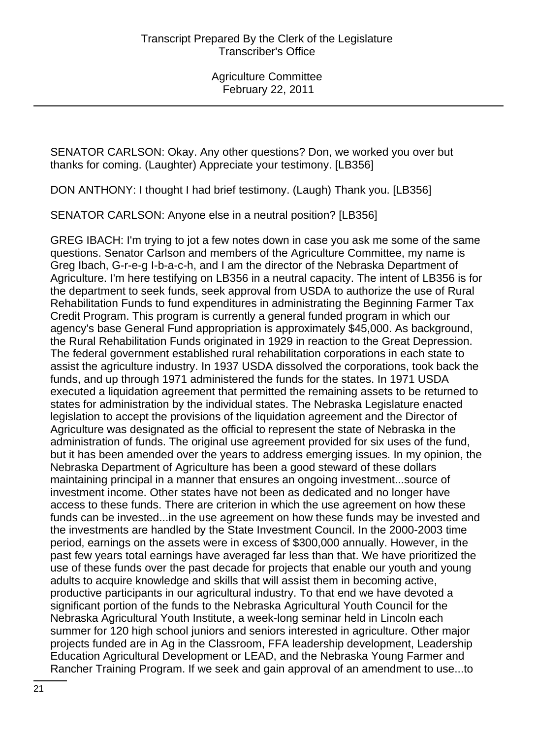SENATOR CARLSON: Okay. Any other questions? Don, we worked you over but thanks for coming. (Laughter) Appreciate your testimony. [LB356]

DON ANTHONY: I thought I had brief testimony. (Laugh) Thank you. [LB356]

SENATOR CARLSON: Anyone else in a neutral position? [LB356]

GREG IBACH: I'm trying to jot a few notes down in case you ask me some of the same questions. Senator Carlson and members of the Agriculture Committee, my name is Greg Ibach, G-r-e-g I-b-a-c-h, and I am the director of the Nebraska Department of Agriculture. I'm here testifying on LB356 in a neutral capacity. The intent of LB356 is for the department to seek funds, seek approval from USDA to authorize the use of Rural Rehabilitation Funds to fund expenditures in administrating the Beginning Farmer Tax Credit Program. This program is currently a general funded program in which our agency's base General Fund appropriation is approximately $45,000. As background, the Rural Rehabilitation Funds originated in 1929 in reaction to the Great Depression. The federal government established rural rehabilitation corporations in each state to assist the agriculture industry. In 1937 USDA dissolved the corporations, took back the funds, and up through 1971 administered the funds for the states. In 1971 USDA executed a liquidation agreement that permitted the remaining assets to be returned to states for administration by the individual states. The Nebraska Legislature enacted legislation to accept the provisions of the liquidation agreement and the Director of Agriculture was designated as the official to represent the state of Nebraska in the administration of funds. The original use agreement provided for six uses of the fund, but it has been amended over the years to address emerging issues. In my opinion, the Nebraska Department of Agriculture has been a good steward of these dollars maintaining principal in a manner that ensures an ongoing investment...source of investment income. Other states have not been as dedicated and no longer have access to these funds. There are criterion in which the use agreement on how these funds can be invested...in the use agreement on how these funds may be invested and the investments are handled by the State Investment Council. In the 2000-2003 time period, earnings on the assets were in excess of $300,000 annually. However, in the past few years total earnings have averaged far less than that. We have prioritized the use of these funds over the past decade for projects that enable our youth and young adults to acquire knowledge and skills that will assist them in becoming active, productive participants in our agricultural industry. To that end we have devoted a significant portion of the funds to the Nebraska Agricultural Youth Council for the Nebraska Agricultural Youth Institute, a week-long seminar held in Lincoln each summer for 120 high school juniors and seniors interested in agriculture. Other major projects funded are in Ag in the Classroom, FFA leadership development, Leadership Education Agricultural Development or LEAD, and the Nebraska Young Farmer and Rancher Training Program. If we seek and gain approval of an amendment to use...to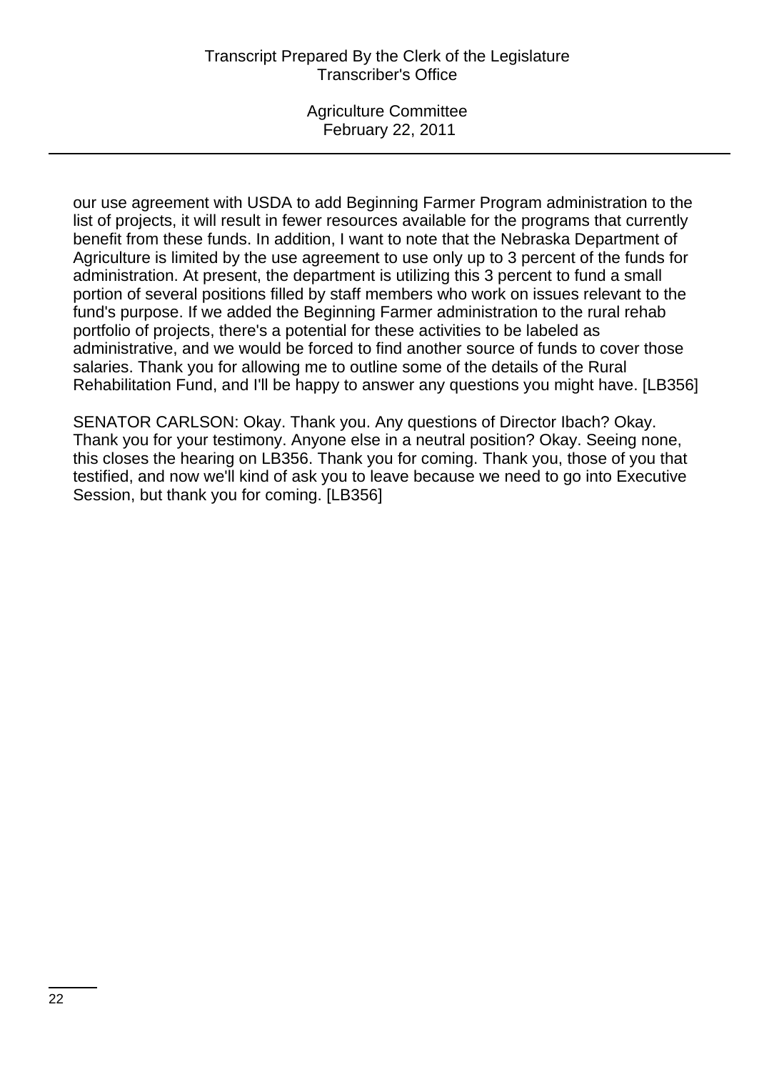our use agreement with USDA to add Beginning Farmer Program administration to the list of projects, it will result in fewer resources available for the programs that currently benefit from these funds. In addition, I want to note that the Nebraska Department of Agriculture is limited by the use agreement to use only up to 3 percent of the funds for administration. At present, the department is utilizing this 3 percent to fund a small portion of several positions filled by staff members who work on issues relevant to the fund's purpose. If we added the Beginning Farmer administration to the rural rehab portfolio of projects, there's a potential for these activities to be labeled as administrative, and we would be forced to find another source of funds to cover those salaries. Thank you for allowing me to outline some of the details of the Rural Rehabilitation Fund, and I'll be happy to answer any questions you might have. [LB356]

SENATOR CARLSON: Okay. Thank you. Any questions of Director Ibach? Okay. Thank you for your testimony. Anyone else in a neutral position? Okay. Seeing none, this closes the hearing on LB356. Thank you for coming. Thank you, those of you that testified, and now we'll kind of ask you to leave because we need to go into Executive Session, but thank you for coming. [LB356]